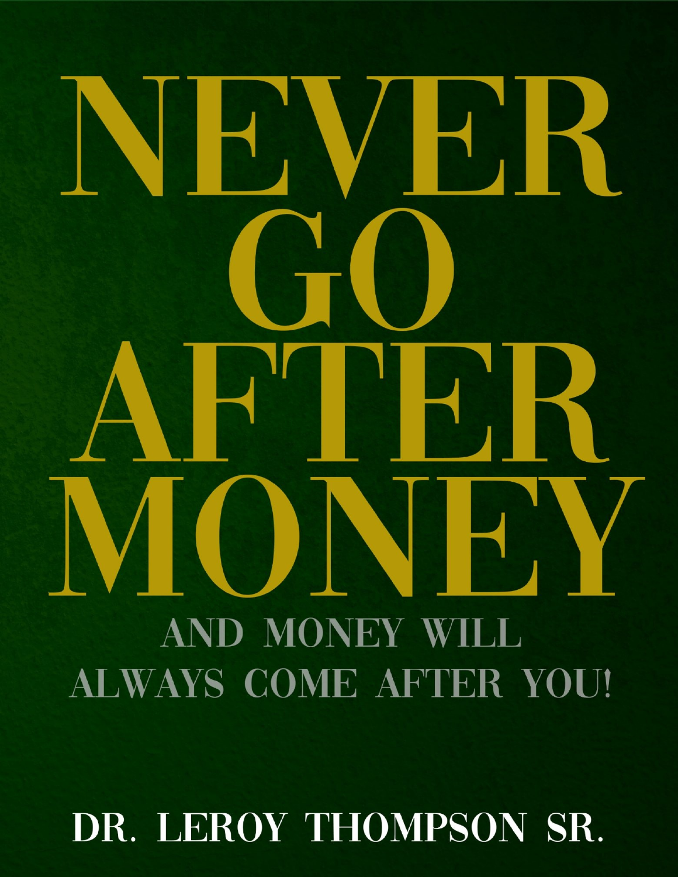# NEVER GO AFTER MONEY

## AND MONEY WILL ALWAYS COME AFTER YOU!

**DR. LEROY THOMPSON SR.**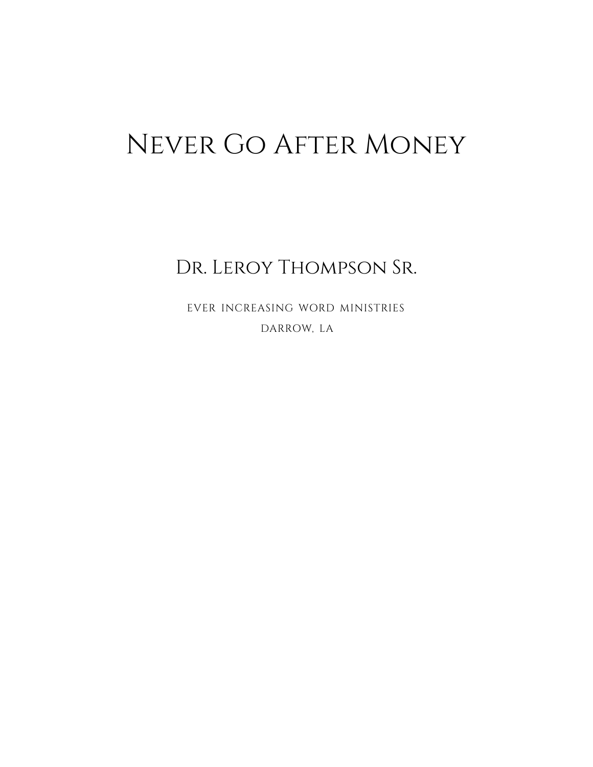# Never Go After Money

## Dr. Leroy Thompson Sr.

EVER INCREASING WORD MINISTRIES

DARROW, LA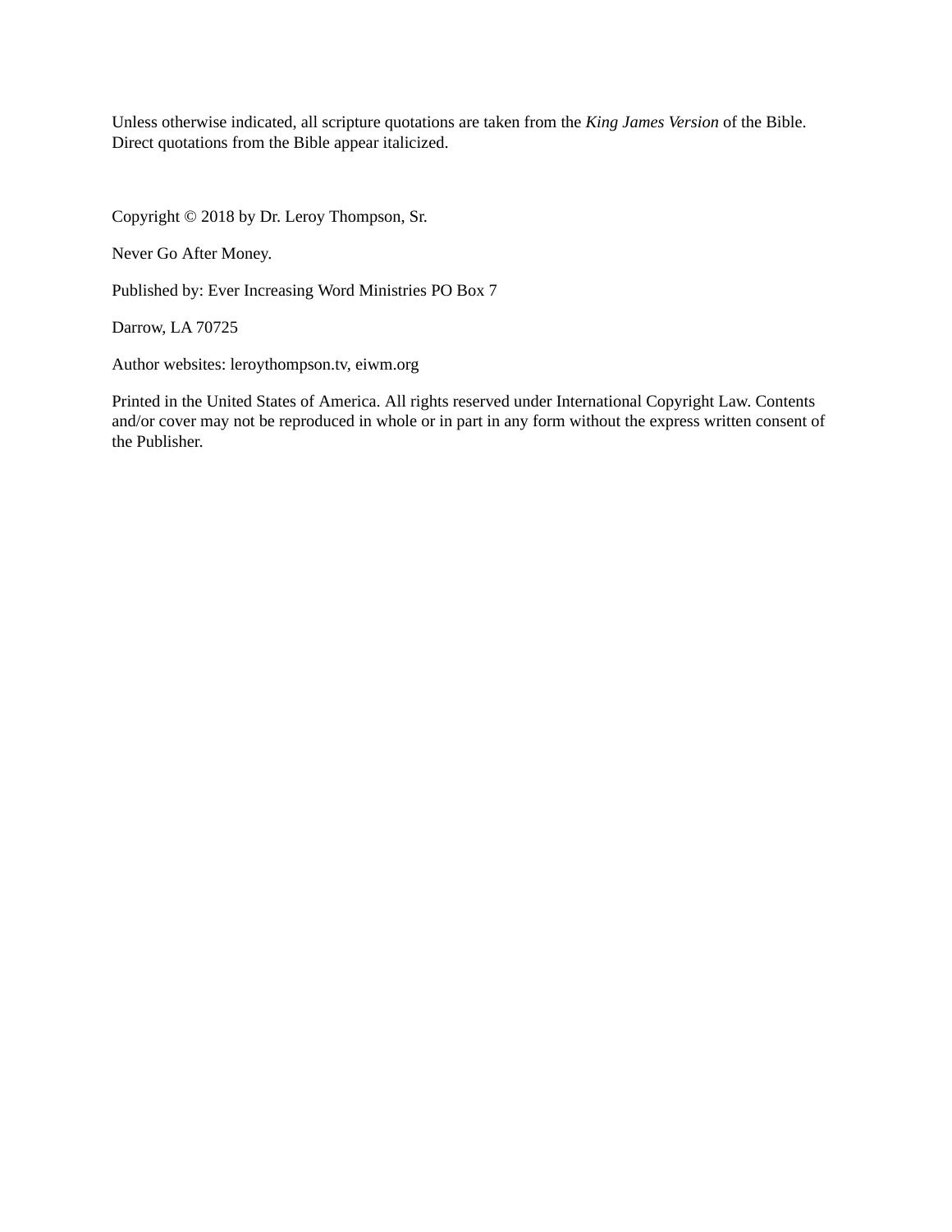Unless otherwise indicated, all scripture quotations are taken from the *King James Version* of the Bible. Direct quotations from the Bible appear italicized.

Copyright © 2018 by Dr. Leroy Thompson, Sr.

Never Go After Money.

Published by: Ever Increasing Word Ministries PO Box 7

Darrow, LA 70725

Author websites: leroythompson.tv, eiwm.org

Printed in the United States of America. All rights reserved under International Copyright Law. Contents and/or cover may not be reproduced in whole or in part in any form without the express written consent of the Publisher.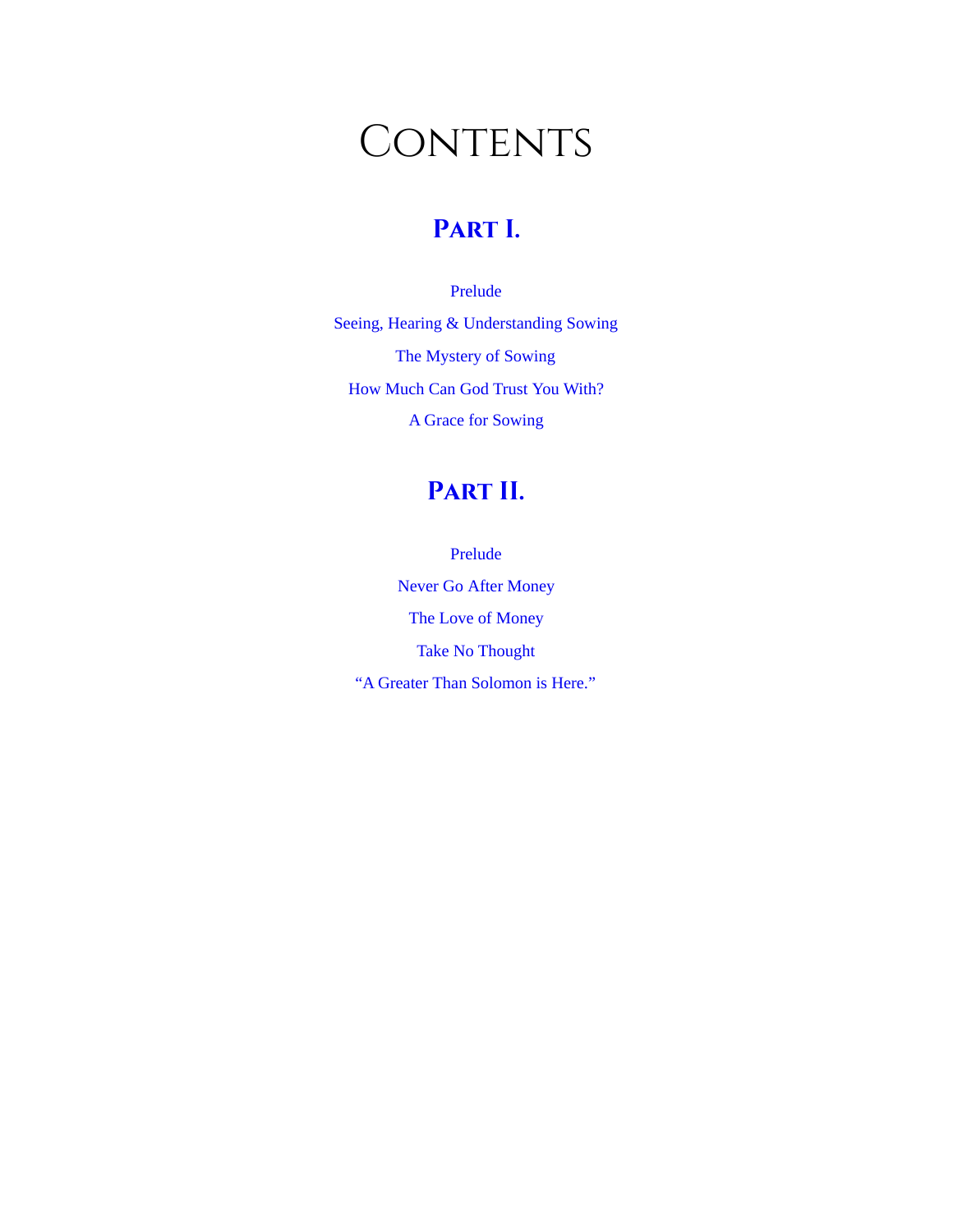# Contents

## Part I.

Prelude

Seeing, Hearing & Understanding Sowing

The Mystery of Sowing

How Much Can God Trust You With?

A Grace for Sowing

## Part II.

Prelude

Never Go After Money

The Love of Money

Take No Thought

"A Greater Than Solomon is Here."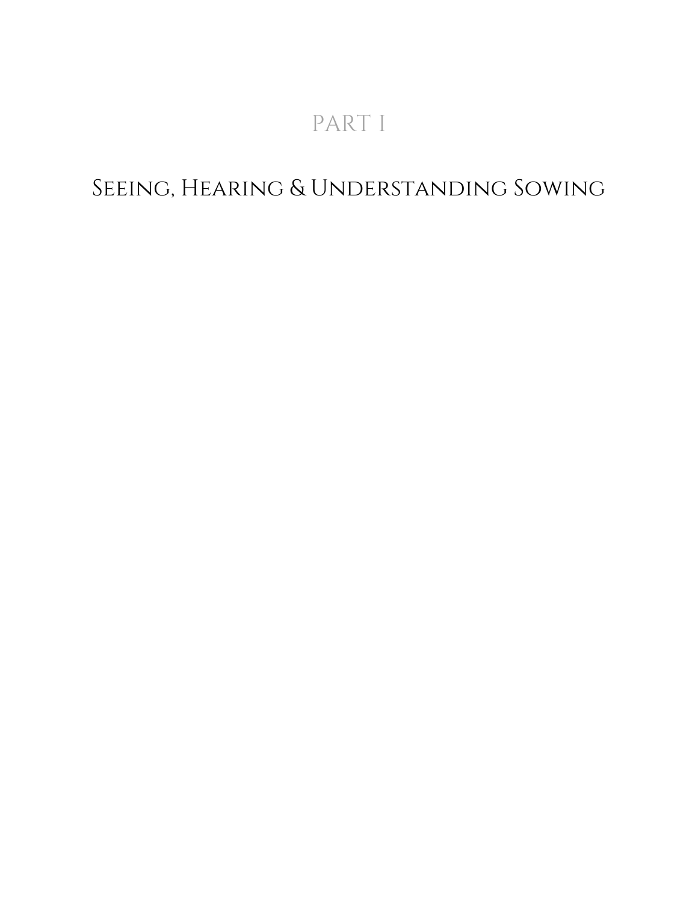# PART I

## Seeing, Hearing & Understanding Sowing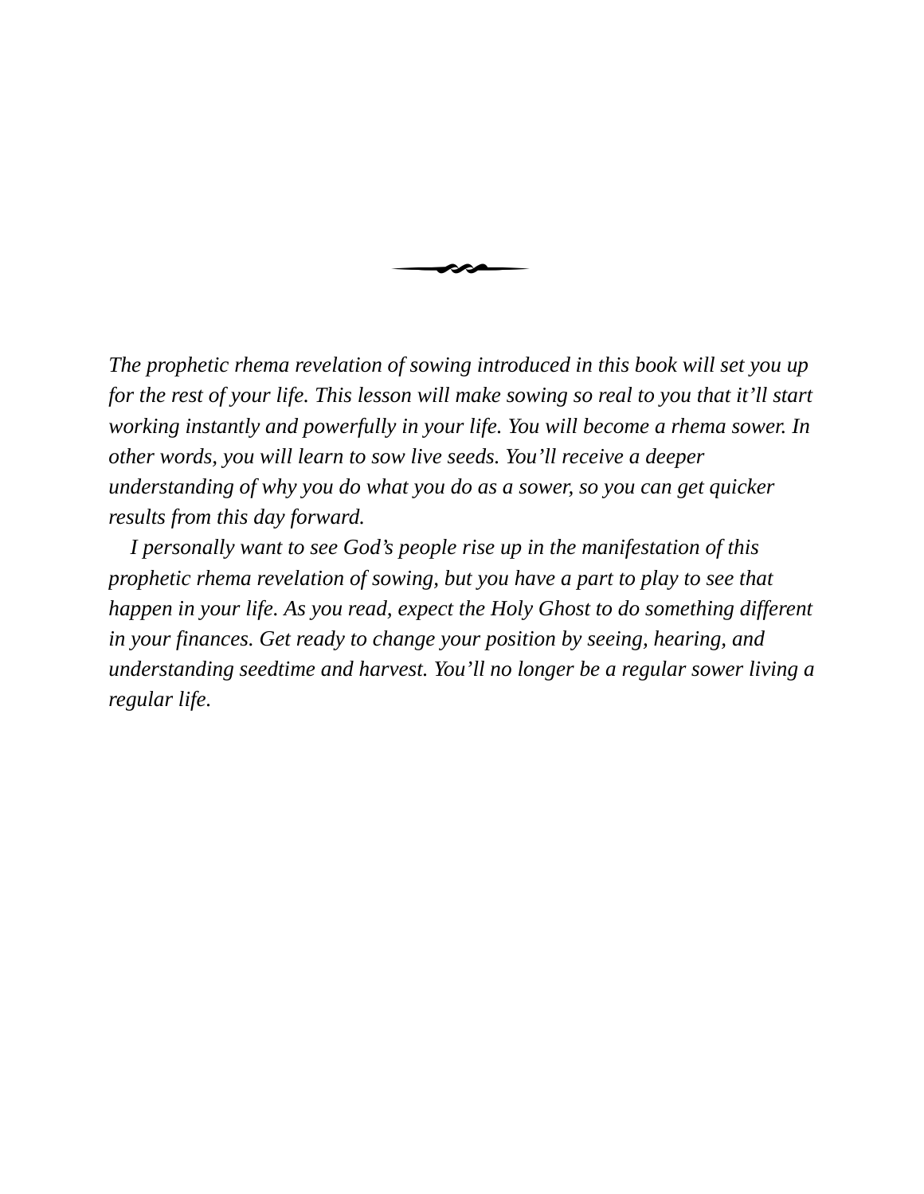*The prophetic rhema revelation of sowing introduced in this book will set you up for the rest of your life. This lesson will make sowing so real to you that it'll start working instantly and powerfully in your life. You will become a rhema sower. In other words, you will learn to sow live seeds. You'll receive a deeper understanding of why you do what you do as a sower, so you can get quicker results from this day forward.*

*I personally want to see God's people rise up in the manifestation of this prophetic rhema revelation of sowing, but you have a part to play to see that happen in your life. As you read, expect the Holy Ghost to do something different in your finances. Get ready to change your position by seeing, hearing, and understanding seedtime and harvest. You'll no longer be a regular sower living a regular life.*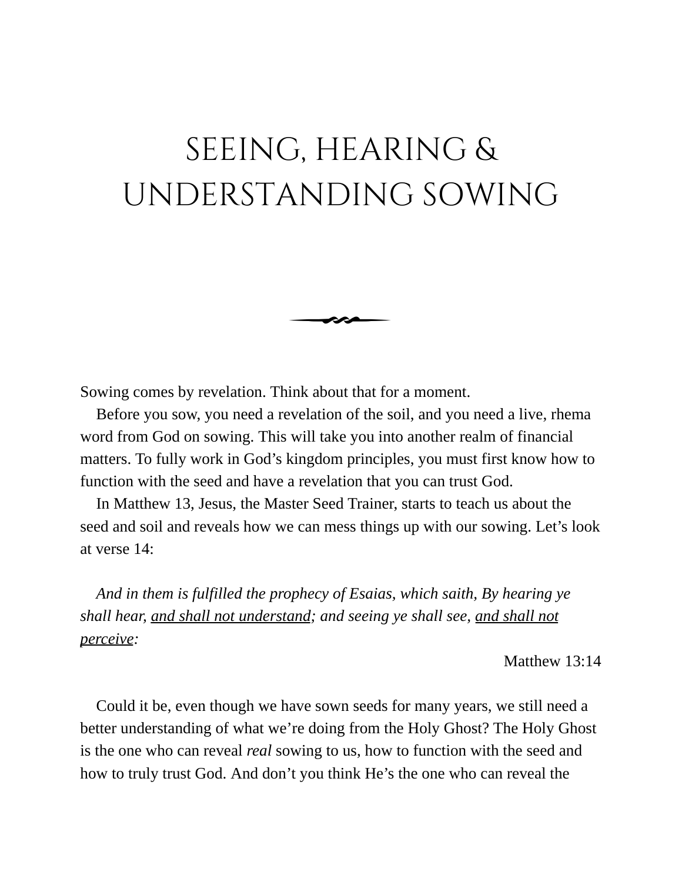# SEEING, HEARING & UNDERSTANDING SOWING

Sowing comes by revelation. Think about that for a moment.

Before you sow, you need a revelation of the soil, and you need a live, rhema word from God on sowing. This will take you into another realm of financial matters. To fully work in God's kingdom principles, you must first know how to function with the seed and have a revelation that you can trust God.

In Matthew 13, Jesus, the Master Seed Trainer, starts to teach us about the seed and soil and reveals how we can mess things up with our sowing. Let's look at verse 14:

> *And in them is fulfilled the prophecy of Esaias, which saith, By hearing ye shall hear, <u>and shall not understand</u>; and seeing ye shall see, <u>and shall not perceive</u>:*
>
> Matthew 13:14

Could it be, even though we have sown seeds for many years, we still need a better understanding of what we're doing from the Holy Ghost? The Holy Ghost is the one who can reveal *real* sowing to us, how to function with the seed and how to truly trust God. And don't you think He's the one who can reveal the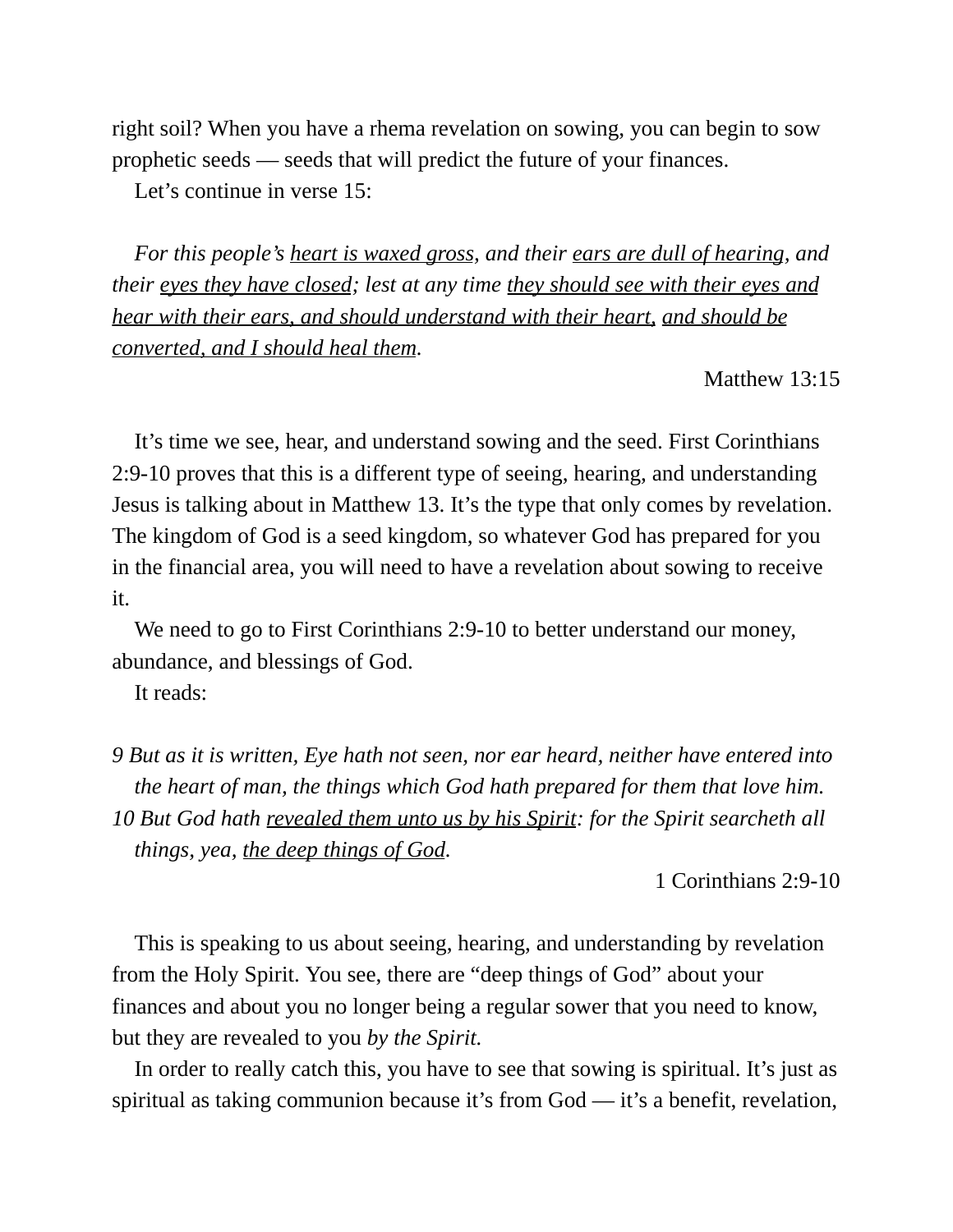right soil? When you have a rhema revelation on sowing, you can begin to sow prophetic seeds — seeds that will predict the future of your finances.

Let's continue in verse 15:

> *For this people's <u>heart is waxed gross</u>, and their <u>ears are dull of hearing</u>, and their <u>eyes they have closed</u>; lest at any time <u>they should see with their eyes and hear with their ears, and should understand with their heart</u>, <u>and should be converted, and I should heal them</u>.*
>
> Matthew 13:15

It's time we see, hear, and understand sowing and the seed. First Corinthians 2:9-10 proves that this is a different type of seeing, hearing, and understanding Jesus is talking about in Matthew 13. It's the type that only comes by revelation. The kingdom of God is a seed kingdom, so whatever God has prepared for you in the financial area, you will need to have a revelation about sowing to receive it.

We need to go to First Corinthians 2:9-10 to better understand our money, abundance, and blessings of God.

It reads:

> *9 But as it is written, Eye hath not seen, nor ear heard, neither have entered into the heart of man, the things which God hath prepared for them that love him.*
> *10 But God hath <u>revealed them unto us by his Spirit</u>: for the Spirit searcheth all things, yea, <u>the deep things of God</u>.*
>
> 1 Corinthians 2:9-10

This is speaking to us about seeing, hearing, and understanding by revelation from the Holy Spirit. You see, there are "deep things of God" about your finances and about you no longer being a regular sower that you need to know, but they are revealed to you *by the Spirit.*

In order to really catch this, you have to see that sowing is spiritual. It's just as spiritual as taking communion because it's from God — it's a benefit, revelation,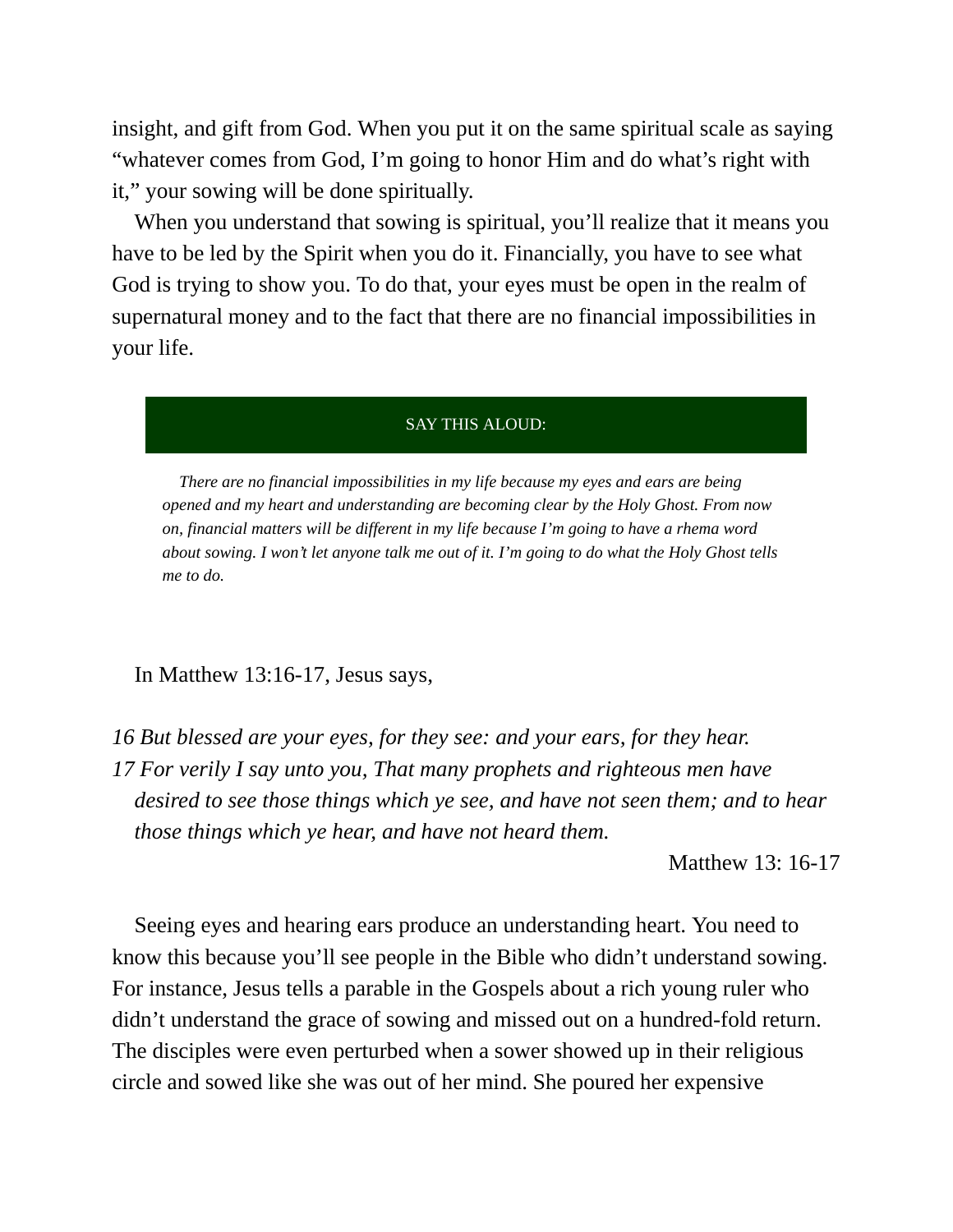insight, and gift from God. When you put it on the same spiritual scale as saying “whatever comes from God, I’m going to honor Him and do what’s right with it,” your sowing will be done spiritually.

When you understand that sowing is spiritual, you’ll realize that it means you have to be led by the Spirit when you do it. Financially, you have to see what God is trying to show you. To do that, your eyes must be open in the realm of supernatural money and to the fact that there are no financial impossibilities in your life.

**SAY THIS ALOUD:**

*There are no financial impossibilities in my life because my eyes and ears are being opened and my heart and understanding are becoming clear by the Holy Ghost. From now on, financial matters will be different in my life because I’m going to have a rhema word about sowing. I won’t let anyone talk me out of it. I’m going to do what the Holy Ghost tells me to do.*

In Matthew 13:16-17, Jesus says,

*16 But blessed are your eyes, for they see: and your ears, for they hear.*
*17 For verily I say unto you, That many prophets and righteous men have desired to see those things which ye see, and have not seen them; and to hear those things which ye hear, and have not heard them.*

Matthew 13: 16-17

Seeing eyes and hearing ears produce an understanding heart. You need to know this because you’ll see people in the Bible who didn’t understand sowing. For instance, Jesus tells a parable in the Gospels about a rich young ruler who didn’t understand the grace of sowing and missed out on a hundred-fold return. The disciples were even perturbed when a sower showed up in their religious circle and sowed like she was out of her mind. She poured her expensive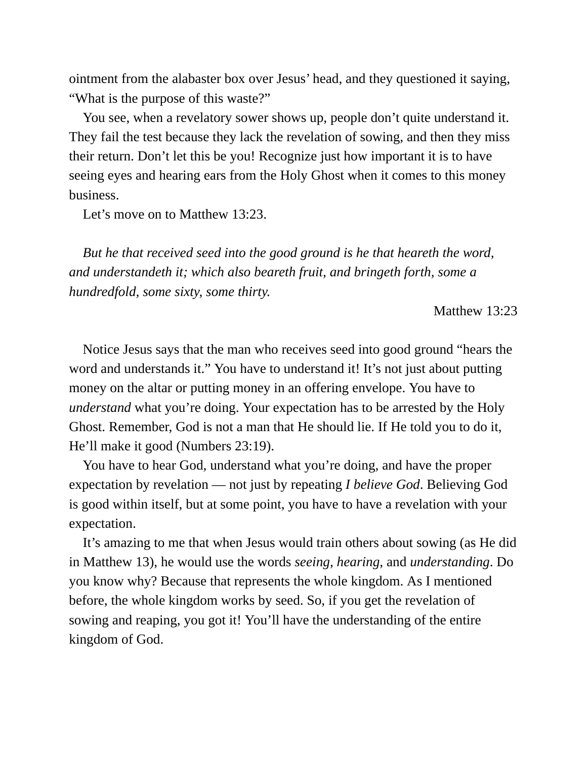ointment from the alabaster box over Jesus' head, and they questioned it saying, "What is the purpose of this waste?"

You see, when a revelatory sower shows up, people don't quite understand it. They fail the test because they lack the revelation of sowing, and then they miss their return. Don't let this be you! Recognize just how important it is to have seeing eyes and hearing ears from the Holy Ghost when it comes to this money business.

Let's move on to Matthew 13:23.

> *But he that received seed into the good ground is he that heareth the word, and understandeth it; which also beareth fruit, and bringeth forth, some a hundredfold, some sixty, some thirty.*
>
> Matthew 13:23

Notice Jesus says that the man who receives seed into good ground "hears the word and understands it." You have to understand it! It's not just about putting money on the altar or putting money in an offering envelope. You have to *understand* what you're doing. Your expectation has to be arrested by the Holy Ghost. Remember, God is not a man that He should lie. If He told you to do it, He'll make it good (Numbers 23:19).

You have to hear God, understand what you're doing, and have the proper expectation by revelation — not just by repeating *I believe God*. Believing God is good within itself, but at some point, you have to have a revelation with your expectation.

It's amazing to me that when Jesus would train others about sowing (as He did in Matthew 13), he would use the words *seeing*, *hearing*, and *understanding*. Do you know why? Because that represents the whole kingdom. As I mentioned before, the whole kingdom works by seed. So, if you get the revelation of sowing and reaping, you got it! You'll have the understanding of the entire kingdom of God.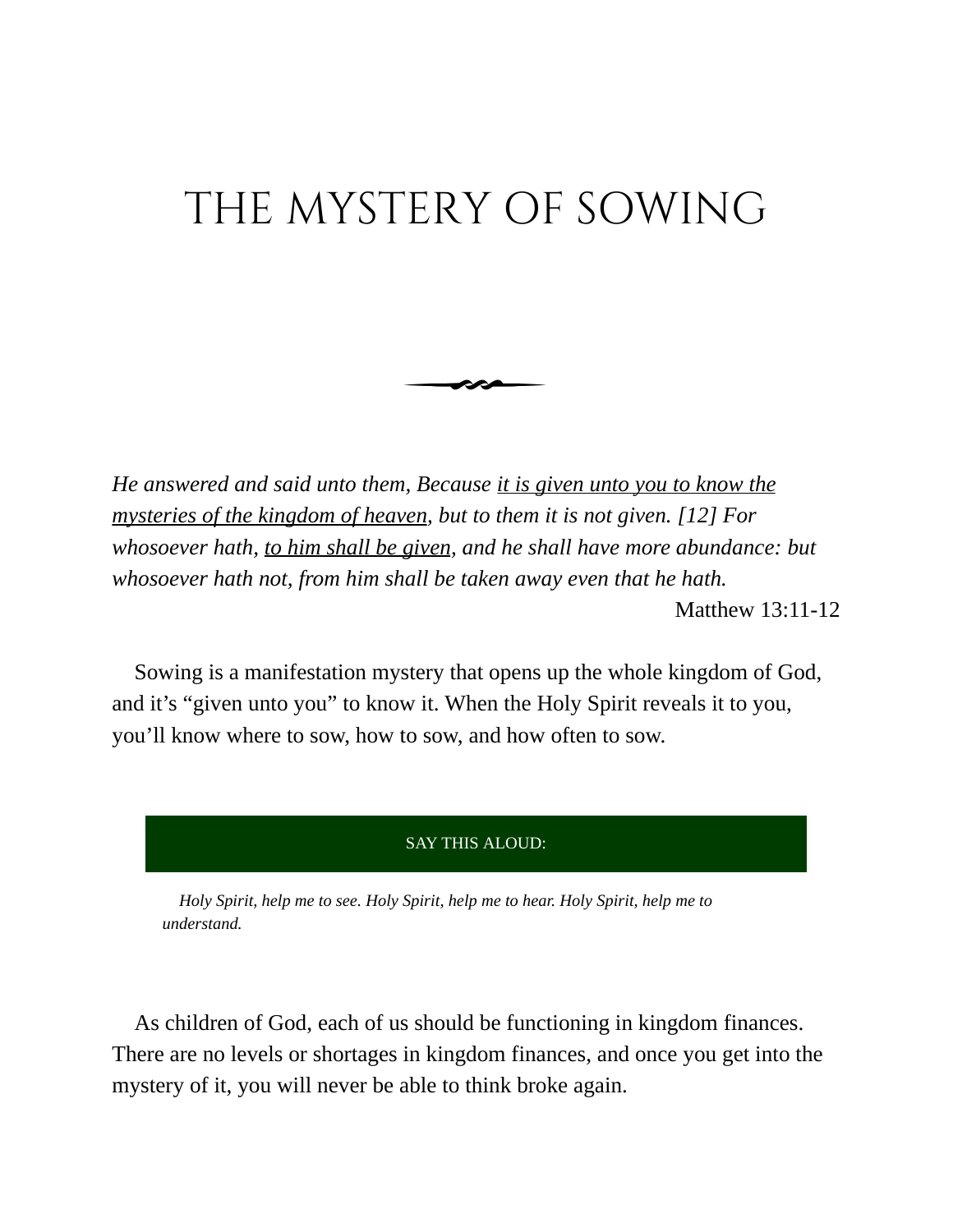# THE MYSTERY OF SOWING

*He answered and said unto them, Because <u>it is given unto you to know the mysteries of the kingdom of heaven</u>, but to them it is not given. [12] For whosoever hath, <u>to him shall be given</u>, and he shall have more abundance: but whosoever hath not, from him shall be taken away even that he hath.*

Matthew 13:11-12

Sowing is a manifestation mystery that opens up the whole kingdom of God, and it's "given unto you" to know it. When the Holy Spirit reveals it to you, you'll know where to sow, how to sow, and how often to sow.

SAY THIS ALOUD:

*Holy Spirit, help me to see. Holy Spirit, help me to hear. Holy Spirit, help me to understand.*

As children of God, each of us should be functioning in kingdom finances. There are no levels or shortages in kingdom finances, and once you get into the mystery of it, you will never be able to think broke again.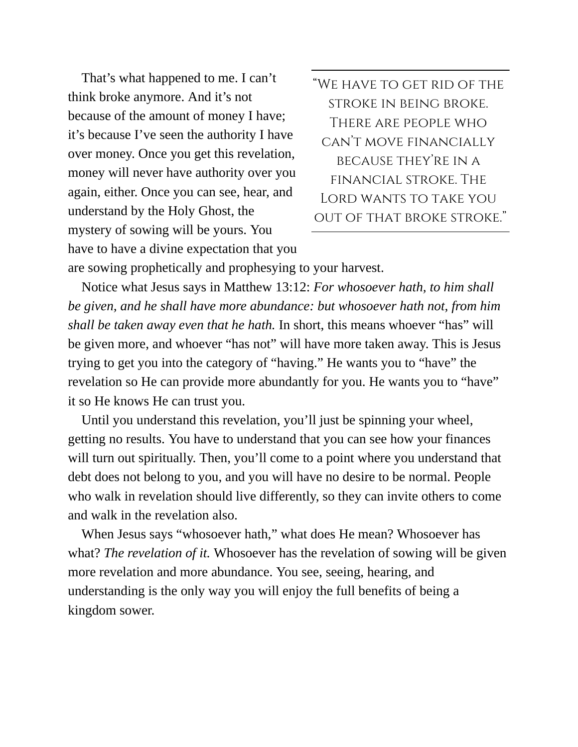That's what happened to me. I can't think broke anymore. And it's not because of the amount of money I have; it's because I've seen the authority I have over money. Once you get this revelation, money will never have authority over you again, either. Once you can see, hear, and understand by the Holy Ghost, the mystery of sowing will be yours. You have to have a divine expectation that you are sowing prophetically and prophesying to your harvest.

> "We have to get rid of the stroke in being broke. There are people who can't move financially because they're in a financial stroke. The Lord wants to take you out of that broke stroke."

Notice what Jesus says in Matthew 13:12: *For whosoever hath, to him shall be given, and he shall have more abundance: but whosoever hath not, from him shall be taken away even that he hath.* In short, this means whoever "has" will be given more, and whoever "has not" will have more taken away. This is Jesus trying to get you into the category of "having." He wants you to "have" the revelation so He can provide more abundantly for you. He wants you to "have" it so He knows He can trust you.

Until you understand this revelation, you'll just be spinning your wheel, getting no results. You have to understand that you can see how your finances will turn out spiritually. Then, you'll come to a point where you understand that debt does not belong to you, and you will have no desire to be normal. People who walk in revelation should live differently, so they can invite others to come and walk in the revelation also.

When Jesus says "whosoever hath," what does He mean? Whosoever has what? *The revelation of it.* Whosoever has the revelation of sowing will be given more revelation and more abundance. You see, seeing, hearing, and understanding is the only way you will enjoy the full benefits of being a kingdom sower.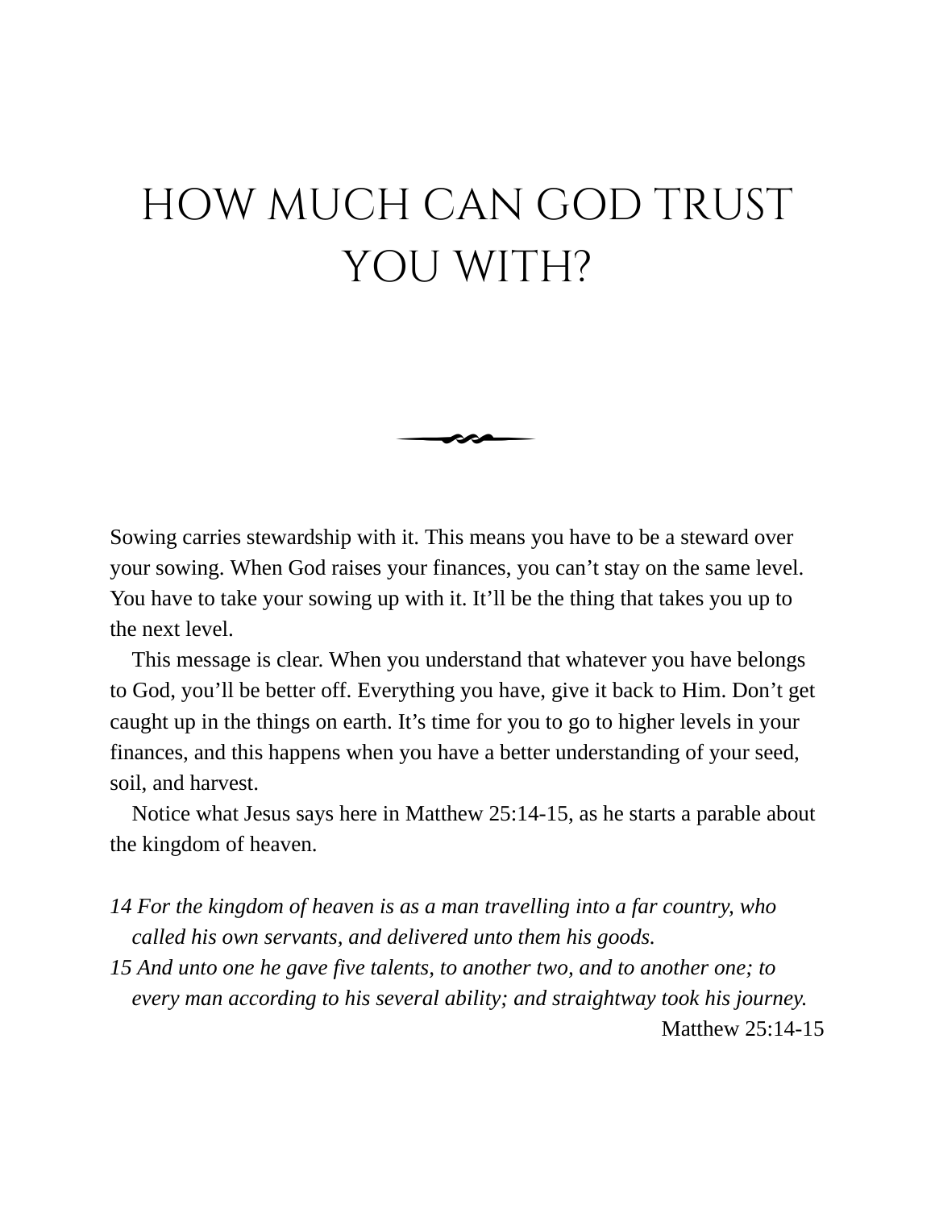# HOW MUCH CAN GOD TRUST YOU WITH?

Sowing carries stewardship with it. This means you have to be a steward over your sowing. When God raises your finances, you can't stay on the same level. You have to take your sowing up with it. It'll be the thing that takes you up to the next level.

This message is clear. When you understand that whatever you have belongs to God, you'll be better off. Everything you have, give it back to Him. Don't get caught up in the things on earth. It's time for you to go to higher levels in your finances, and this happens when you have a better understanding of your seed, soil, and harvest.

Notice what Jesus says here in Matthew 25:14-15, as he starts a parable about the kingdom of heaven.

*14 For the kingdom of heaven is as a man travelling into a far country, who called his own servants, and delivered unto them his goods.*
*15 And unto one he gave five talents, to another two, and to another one; to every man according to his several ability; and straightway took his journey.*

Matthew 25:14-15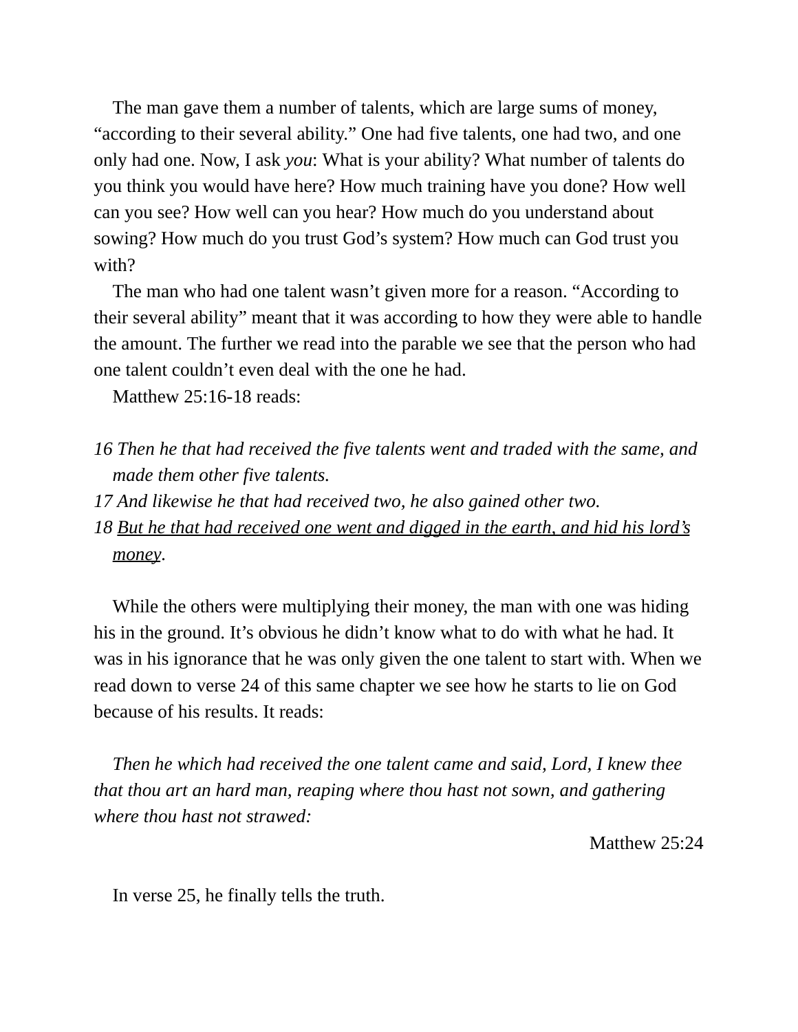The man gave them a number of talents, which are large sums of money, "according to their several ability." One had five talents, one had two, and one only had one. Now, I ask *you*: What is your ability? What number of talents do you think you would have here? How much training have you done? How well can you see? How well can you hear? How much do you understand about sowing? How much do you trust God's system? How much can God trust you with?

The man who had one talent wasn't given more for a reason. "According to their several ability" meant that it was according to how they were able to handle the amount. The further we read into the parable we see that the person who had one talent couldn't even deal with the one he had.

Matthew 25:16-18 reads:

*16 Then he that had received the five talents went and traded with the same, and made them other five talents.*
*17 And likewise he that had received two, he also gained other two.*
*18 <u>But he that had received one went and digged in the earth, and hid his lord's money</u>.*

While the others were multiplying their money, the man with one was hiding his in the ground. It's obvious he didn't know what to do with what he had. It was in his ignorance that he was only given the one talent to start with. When we read down to verse 24 of this same chapter we see how he starts to lie on God because of his results. It reads:

*Then he which had received the one talent came and said, Lord, I knew thee that thou art an hard man, reaping where thou hast not sown, and gathering where thou hast not strawed:*

Matthew 25:24

In verse 25, he finally tells the truth.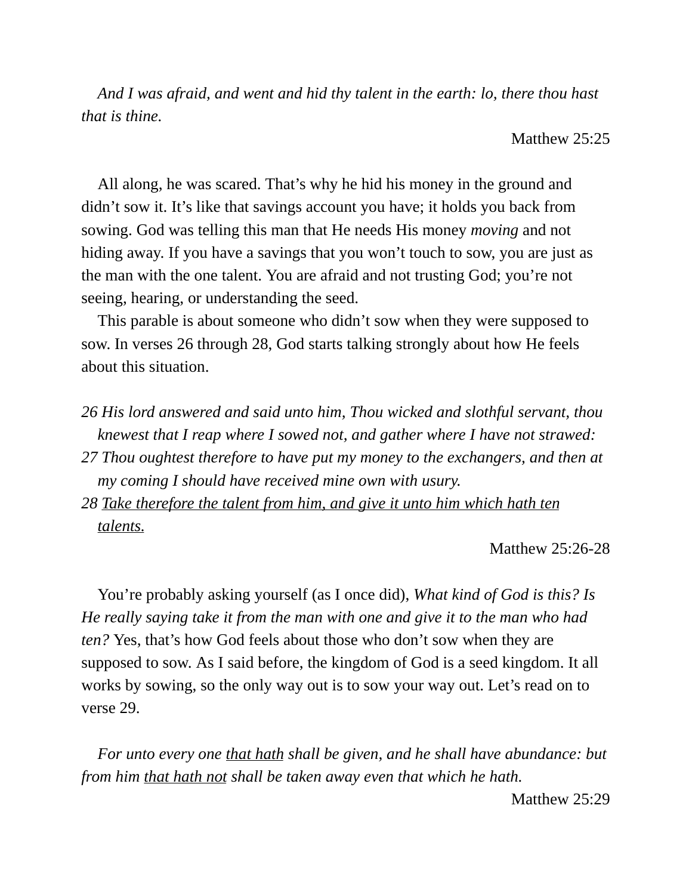*And I was afraid, and went and hid thy talent in the earth: lo, there thou hast that is thine.*

Matthew 25:25

All along, he was scared. That's why he hid his money in the ground and didn't sow it. It's like that savings account you have; it holds you back from sowing. God was telling this man that He needs His money *moving* and not hiding away. If you have a savings that you won't touch to sow, you are just as the man with the one talent. You are afraid and not trusting God; you're not seeing, hearing, or understanding the seed.

This parable is about someone who didn't sow when they were supposed to sow. In verses 26 through 28, God starts talking strongly about how He feels about this situation.

*26 His lord answered and said unto him, Thou wicked and slothful servant, thou knewest that I reap where I sowed not, and gather where I have not strawed:*
*27 Thou oughtest therefore to have put my money to the exchangers, and then at my coming I should have received mine own with usury.*
*28 <u>Take therefore the talent from him, and give it unto him which hath ten talents.</u>*

Matthew 25:26-28

You're probably asking yourself (as I once did), *What kind of God is this? Is He really saying take it from the man with one and give it to the man who had ten?* Yes, that's how God feels about those who don't sow when they are supposed to sow. As I said before, the kingdom of God is a seed kingdom. It all works by sowing, so the only way out is to sow your way out. Let's read on to verse 29.

*For unto every one <u>that hath</u> shall be given, and he shall have abundance: but from him <u>that hath not</u> shall be taken away even that which he hath.*

Matthew 25:29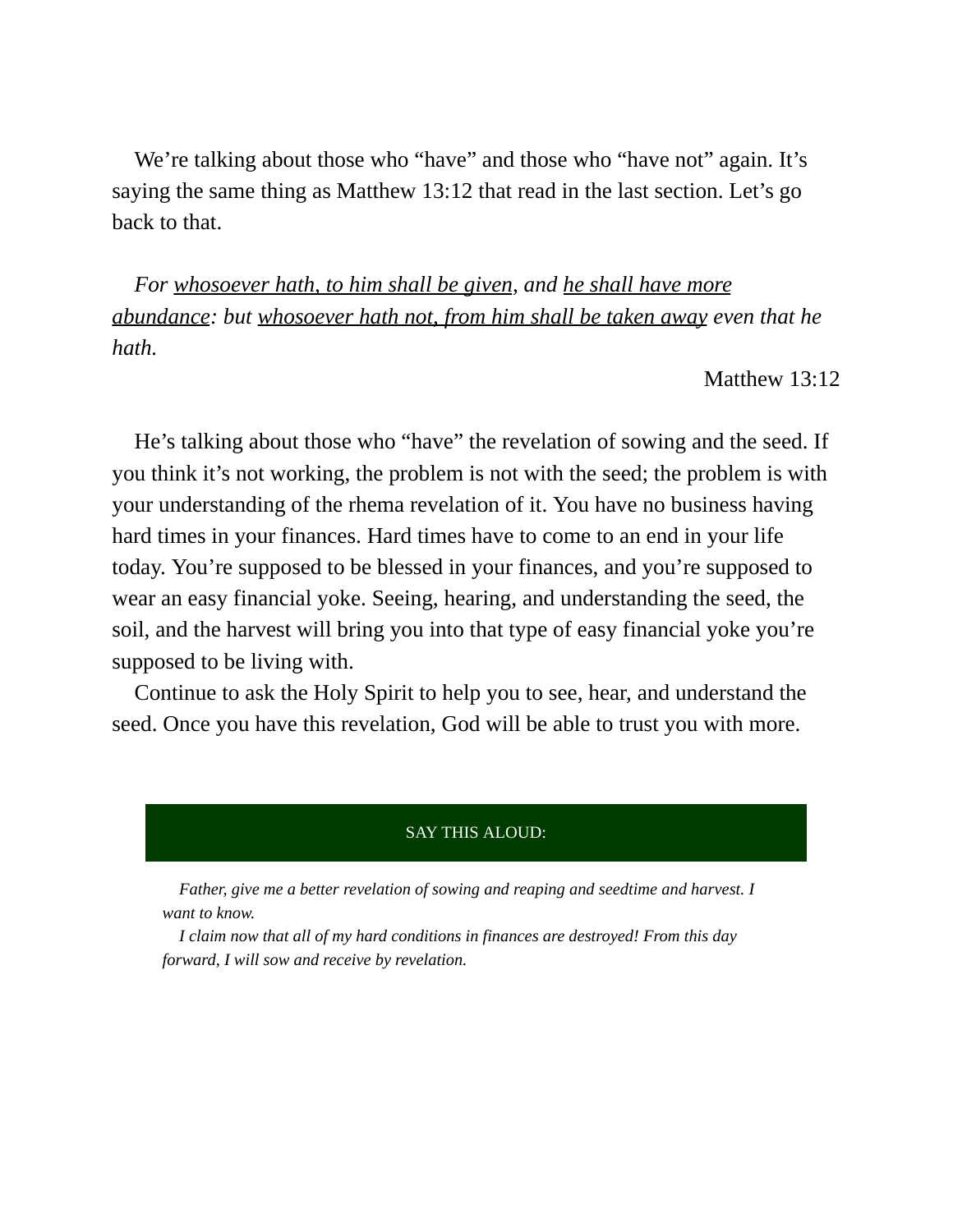We're talking about those who "have" and those who "have not" again. It's saying the same thing as Matthew 13:12 that read in the last section. Let's go back to that.

> *For <u>whosoever hath, to him shall be given</u>, and <u>he shall have more abundance</u>: but <u>whosoever hath not, from him shall be taken away</u> even that he hath.*
>
> Matthew 13:12

He's talking about those who "have" the revelation of sowing and the seed. If you think it's not working, the problem is not with the seed; the problem is with your understanding of the rhema revelation of it. You have no business having hard times in your finances. Hard times have to come to an end in your life today. You're supposed to be blessed in your finances, and you're supposed to wear an easy financial yoke. Seeing, hearing, and understanding the seed, the soil, and the harvest will bring you into that type of easy financial yoke you're supposed to be living with.

Continue to ask the Holy Spirit to help you to see, hear, and understand the seed. Once you have this revelation, God will be able to trust you with more.

**SAY THIS ALOUD:**

*Father, give me a better revelation of sowing and reaping and seedtime and harvest. I want to know.*

*I claim now that all of my hard conditions in finances are destroyed! From this day forward, I will sow and receive by revelation.*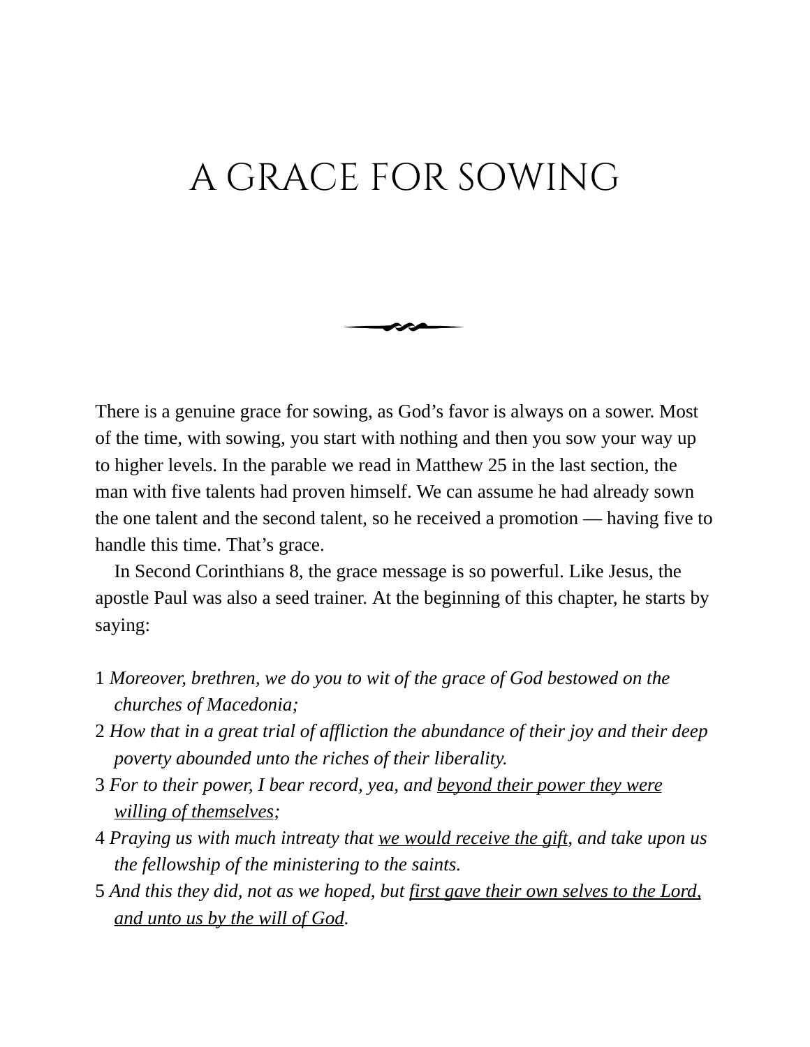# A GRACE FOR SOWING

There is a genuine grace for sowing, as God's favor is always on a sower. Most of the time, with sowing, you start with nothing and then you sow your way up to higher levels. In the parable we read in Matthew 25 in the last section, the man with five talents had proven himself. We can assume he had already sown the one talent and the second talent, so he received a promotion — having five to handle this time. That's grace.

In Second Corinthians 8, the grace message is so powerful. Like Jesus, the apostle Paul was also a seed trainer. At the beginning of this chapter, he starts by saying:

1 *Moreover, brethren, we do you to wit of the grace of God bestowed on the churches of Macedonia;*
2 *How that in a great trial of affliction the abundance of their joy and their deep poverty abounded unto the riches of their liberality.*
3 *For to their power, I bear record, yea, and <u>beyond their power they were willing of themselves</u>;*
4 *Praying us with much intreaty that <u>we would receive the gift</u>, and take upon us the fellowship of the ministering to the saints.*
5 *And this they did, not as we hoped, but <u>first gave their own selves to the Lord, and unto us by the will of God</u>.*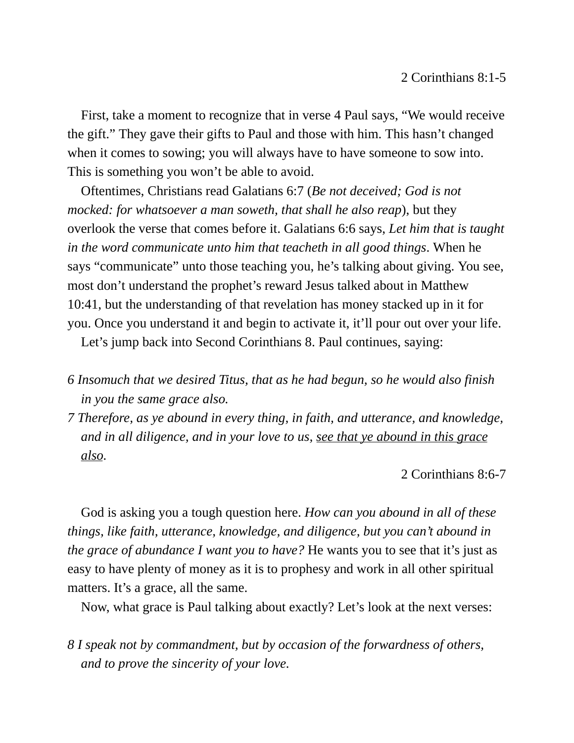2 Corinthians 8:1-5

First, take a moment to recognize that in verse 4 Paul says, “We would receive the gift.” They gave their gifts to Paul and those with him. This hasn’t changed when it comes to sowing; you will always have to have someone to sow into. This is something you won’t be able to avoid.

Oftentimes, Christians read Galatians 6:7 (*Be not deceived; God is not mocked: for whatsoever a man soweth, that shall he also reap*), but they overlook the verse that comes before it. Galatians 6:6 says, *Let him that is taught in the word communicate unto him that teacheth in all good things*. When he says “communicate” unto those teaching you, he’s talking about giving. You see, most don’t understand the prophet’s reward Jesus talked about in Matthew 10:41, but the understanding of that revelation has money stacked up in it for you. Once you understand it and begin to activate it, it’ll pour out over your life.

Let’s jump back into Second Corinthians 8. Paul continues, saying:

*6 Insomuch that we desired Titus, that as he had begun, so he would also finish in you the same grace also.*
*7 Therefore, as ye abound in every thing, in faith, and utterance, and knowledge, and in all diligence, and in your love to us, <u>see that ye abound in this grace also</u>.*

2 Corinthians 8:6-7

God is asking you a tough question here. *How can you abound in all of these things, like faith, utterance, knowledge, and diligence, but you can’t abound in the grace of abundance I want you to have?* He wants you to see that it’s just as easy to have plenty of money as it is to prophesy and work in all other spiritual matters. It’s a grace, all the same.

Now, what grace is Paul talking about exactly? Let’s look at the next verses:

*8 I speak not by commandment, but by occasion of the forwardness of others, and to prove the sincerity of your love.*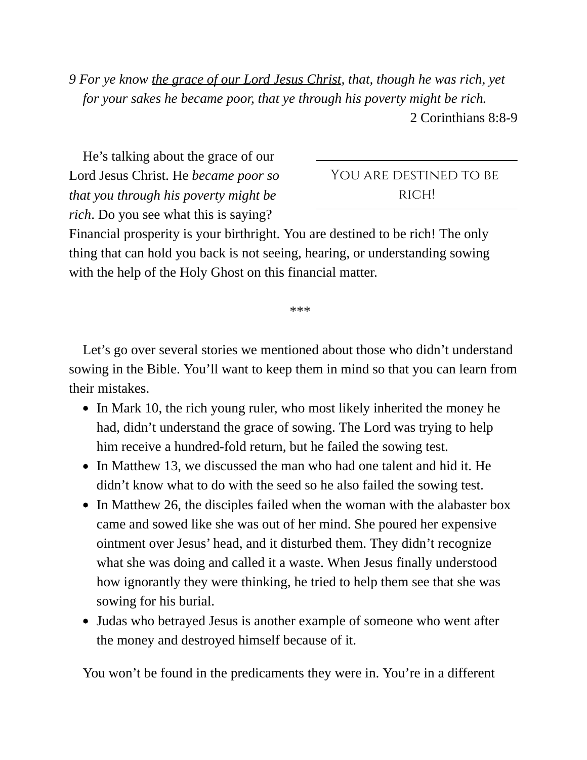*9 For ye know* <u>*the grace of our Lord Jesus Christ*</u>*, that, though he was rich, yet for your sakes he became poor, that ye through his poverty might be rich.*

2 Corinthians 8:8-9

> YOU ARE DESTINED TO BE RICH!

He's talking about the grace of our Lord Jesus Christ. He *became poor so that you through his poverty might be rich*. Do you see what this is saying? Financial prosperity is your birthright. You are destined to be rich! The only thing that can hold you back is not seeing, hearing, or understanding sowing with the help of the Holy Ghost on this financial matter.

***

Let's go over several stories we mentioned about those who didn't understand sowing in the Bible. You'll want to keep them in mind so that you can learn from their mistakes.

- In Mark 10, the rich young ruler, who most likely inherited the money he had, didn't understand the grace of sowing. The Lord was trying to help him receive a hundred-fold return, but he failed the sowing test.
- In Matthew 13, we discussed the man who had one talent and hid it. He didn't know what to do with the seed so he also failed the sowing test.
- In Matthew 26, the disciples failed when the woman with the alabaster box came and sowed like she was out of her mind. She poured her expensive ointment over Jesus' head, and it disturbed them. They didn't recognize what she was doing and called it a waste. When Jesus finally understood how ignorantly they were thinking, he tried to help them see that she was sowing for his burial.
- Judas who betrayed Jesus is another example of someone who went after the money and destroyed himself because of it.

You won't be found in the predicaments they were in. You're in a different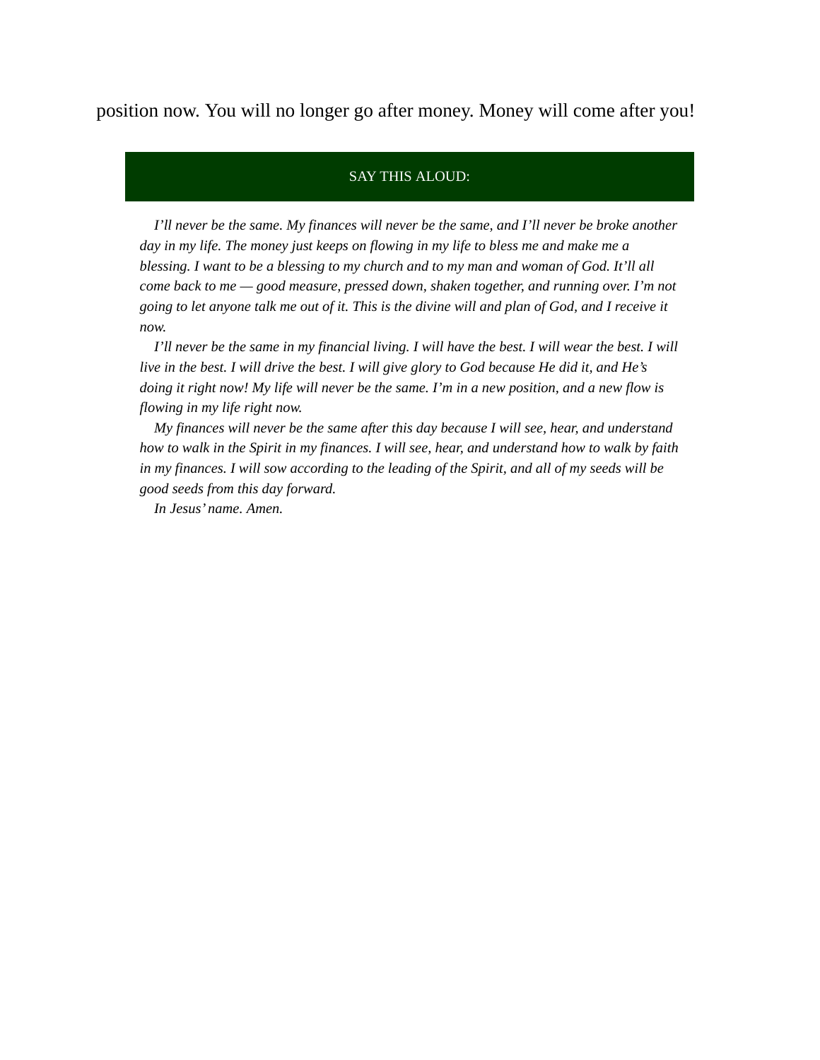position now. You will no longer go after money. Money will come after you!

**SAY THIS ALOUD:**

*I'll never be the same. My finances will never be the same, and I'll never be broke another day in my life. The money just keeps on flowing in my life to bless me and make me a blessing. I want to be a blessing to my church and to my man and woman of God. It'll all come back to me — good measure, pressed down, shaken together, and running over. I'm not going to let anyone talk me out of it. This is the divine will and plan of God, and I receive it now.*

*I'll never be the same in my financial living. I will have the best. I will wear the best. I will live in the best. I will drive the best. I will give glory to God because He did it, and He's doing it right now! My life will never be the same. I'm in a new position, and a new flow is flowing in my life right now.*

*My finances will never be the same after this day because I will see, hear, and understand how to walk in the Spirit in my finances. I will see, hear, and understand how to walk by faith in my finances. I will sow according to the leading of the Spirit, and all of my seeds will be good seeds from this day forward.*

*In Jesus' name. Amen.*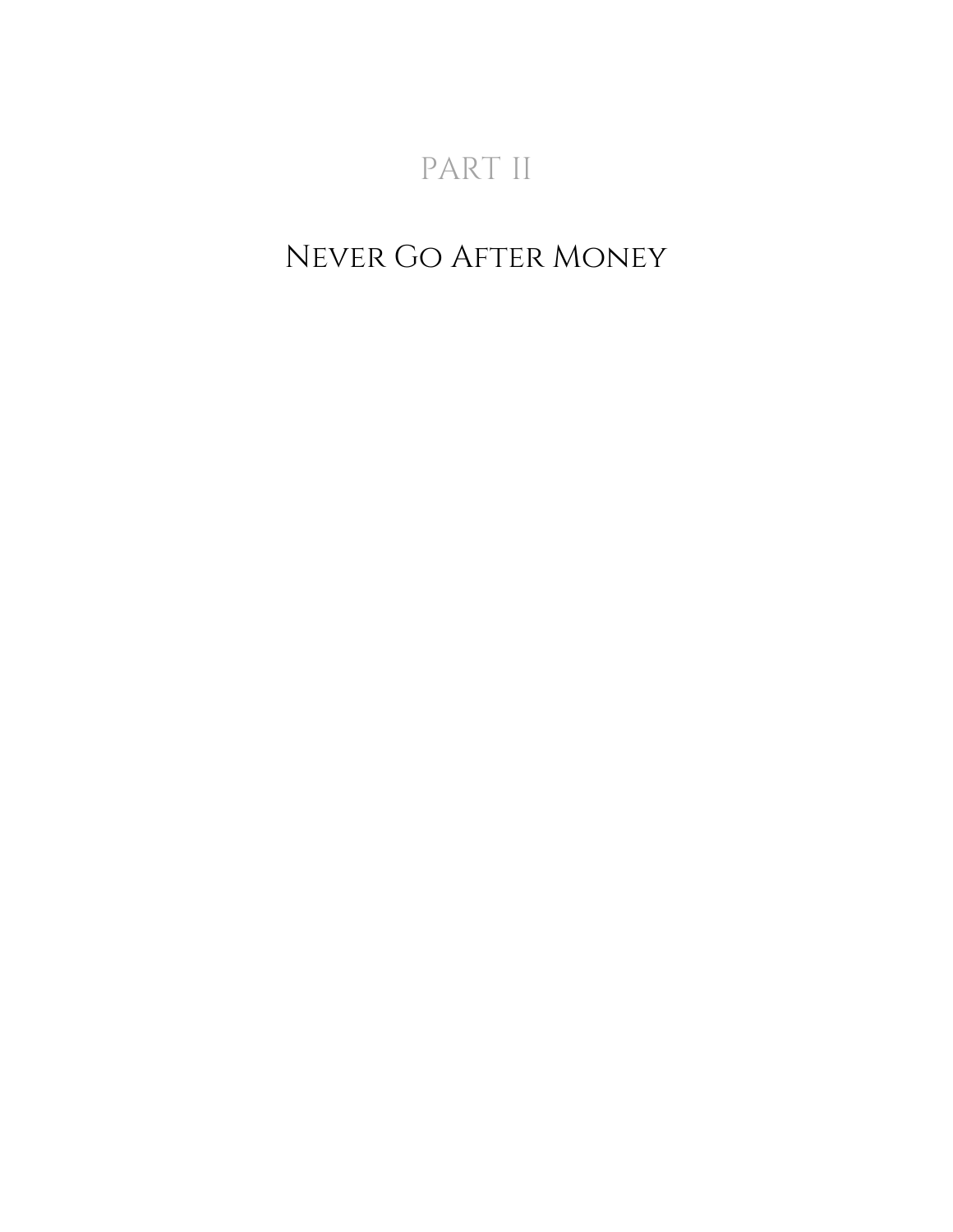# PART II

# Never Go After Money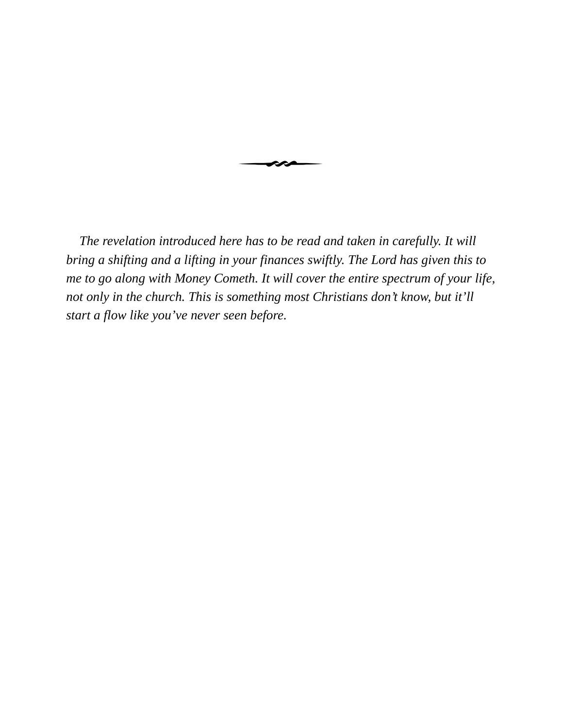*The revelation introduced here has to be read and taken in carefully. It will bring a shifting and a lifting in your finances swiftly. The Lord has given this to me to go along with Money Cometh. It will cover the entire spectrum of your life, not only in the church. This is something most Christians don't know, but it'll start a flow like you've never seen before.*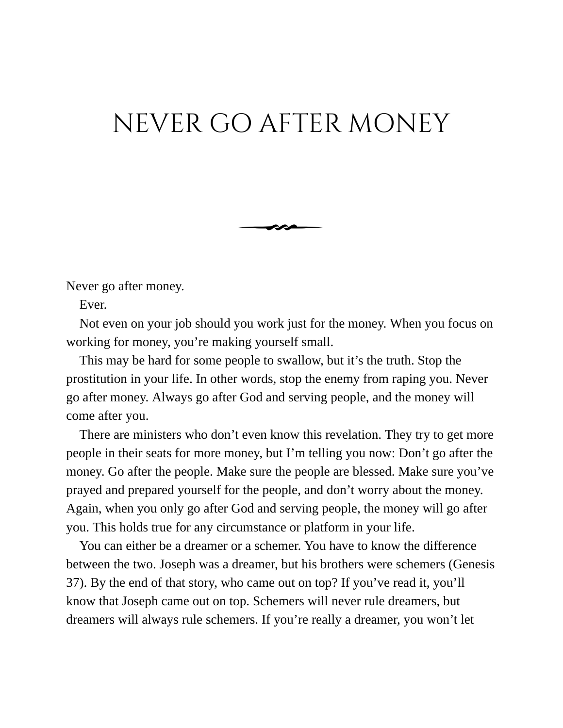# NEVER GO AFTER MONEY

Never go after money.

Ever.

Not even on your job should you work just for the money. When you focus on working for money, you're making yourself small.

This may be hard for some people to swallow, but it's the truth. Stop the prostitution in your life. In other words, stop the enemy from raping you. Never go after money. Always go after God and serving people, and the money will come after you.

There are ministers who don't even know this revelation. They try to get more people in their seats for more money, but I'm telling you now: Don't go after the money. Go after the people. Make sure the people are blessed. Make sure you've prayed and prepared yourself for the people, and don't worry about the money. Again, when you only go after God and serving people, the money will go after you. This holds true for any circumstance or platform in your life.

You can either be a dreamer or a schemer. You have to know the difference between the two. Joseph was a dreamer, but his brothers were schemers (Genesis 37). By the end of that story, who came out on top? If you've read it, you'll know that Joseph came out on top. Schemers will never rule dreamers, but dreamers will always rule schemers. If you're really a dreamer, you won't let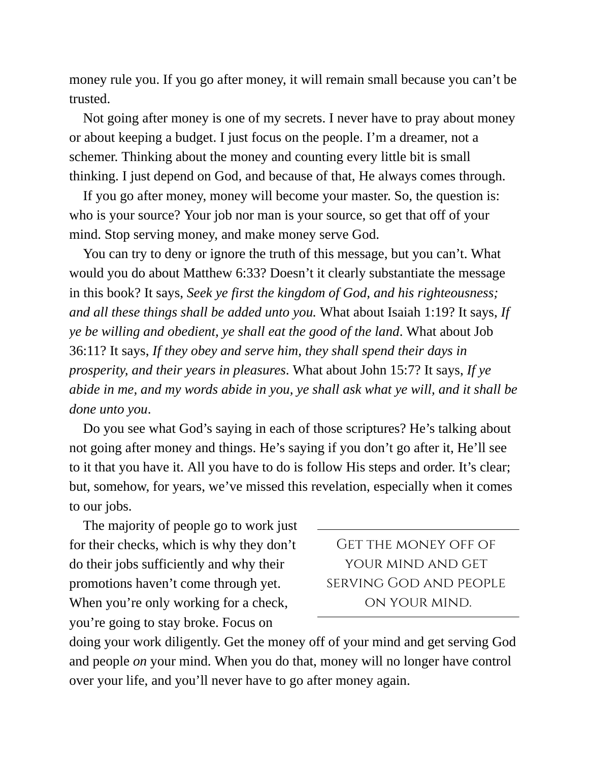money rule you. If you go after money, it will remain small because you can't be trusted.

Not going after money is one of my secrets. I never have to pray about money or about keeping a budget. I just focus on the people. I'm a dreamer, not a schemer. Thinking about the money and counting every little bit is small thinking. I just depend on God, and because of that, He always comes through.

If you go after money, money will become your master. So, the question is: who is your source? Your job nor man is your source, so get that off of your mind. Stop serving money, and make money serve God.

You can try to deny or ignore the truth of this message, but you can't. What would you do about Matthew 6:33? Doesn't it clearly substantiate the message in this book? It says, *Seek ye first the kingdom of God, and his righteousness; and all these things shall be added unto you.* What about Isaiah 1:19? It says, *If ye be willing and obedient, ye shall eat the good of the land*. What about Job 36:11? It says, *If they obey and serve him, they shall spend their days in prosperity, and their years in pleasures*. What about John 15:7? It says, *If ye abide in me, and my words abide in you, ye shall ask what ye will, and it shall be done unto you*.

Do you see what God's saying in each of those scriptures? He's talking about not going after money and things. He's saying if you don't go after it, He'll see to it that you have it. All you have to do is follow His steps and order. It's clear; but, somehow, for years, we've missed this revelation, especially when it comes to our jobs.

The majority of people go to work just for their checks, which is why they don't do their jobs sufficiently and why their promotions haven't come through yet. When you're only working for a check, you're going to stay broke. Focus on doing your work diligently. Get the money off of your mind and get serving God and people *on* your mind. When you do that, money will no longer have control over your life, and you'll never have to go after money again.

> GET THE MONEY OFF OF YOUR MIND AND GET SERVING GOD AND PEOPLE ON YOUR MIND.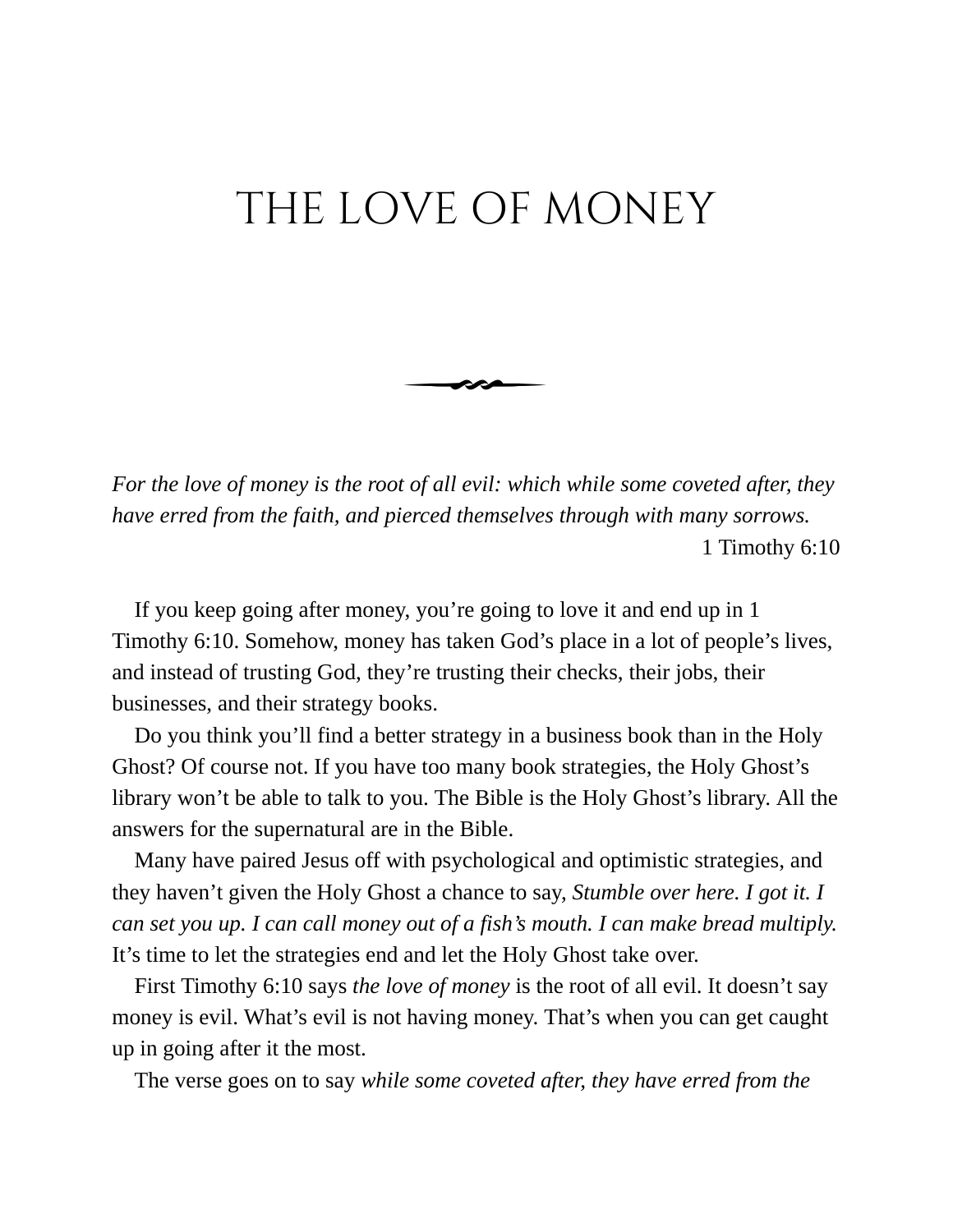# THE LOVE OF MONEY

*For the love of money is the root of all evil: which while some coveted after, they have erred from the faith, and pierced themselves through with many sorrows.*

1 Timothy 6:10

If you keep going after money, you're going to love it and end up in 1 Timothy 6:10. Somehow, money has taken God's place in a lot of people's lives, and instead of trusting God, they're trusting their checks, their jobs, their businesses, and their strategy books.

Do you think you'll find a better strategy in a business book than in the Holy Ghost? Of course not. If you have too many book strategies, the Holy Ghost's library won't be able to talk to you. The Bible is the Holy Ghost's library. All the answers for the supernatural are in the Bible.

Many have paired Jesus off with psychological and optimistic strategies, and they haven't given the Holy Ghost a chance to say, *Stumble over here. I got it. I can set you up. I can call money out of a fish's mouth. I can make bread multiply.* It's time to let the strategies end and let the Holy Ghost take over.

First Timothy 6:10 says *the love of money* is the root of all evil. It doesn't say money is evil. What's evil is not having money. That's when you can get caught up in going after it the most.

The verse goes on to say *while some coveted after, they have erred from the*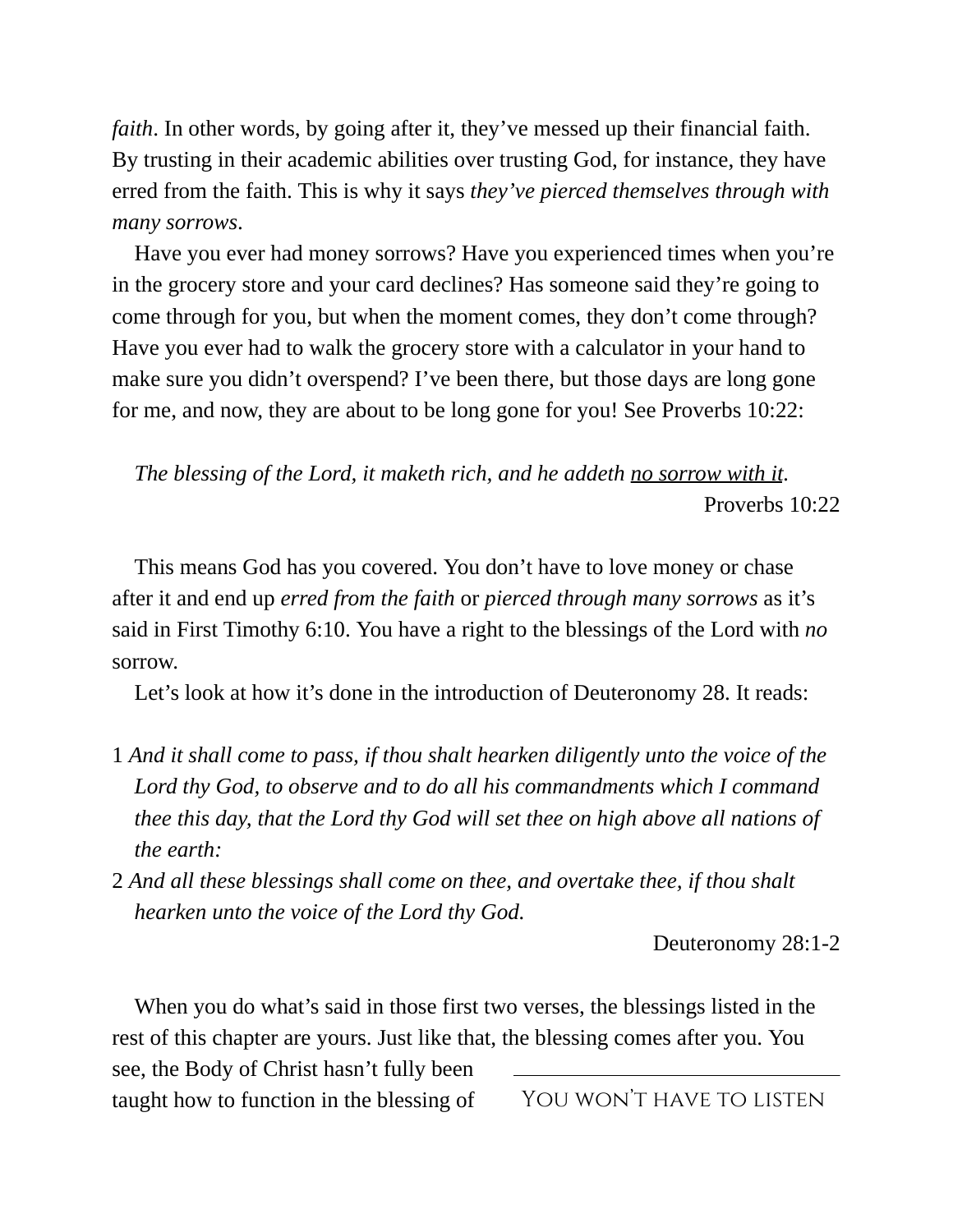*faith*. In other words, by going after it, they've messed up their financial faith. By trusting in their academic abilities over trusting God, for instance, they have erred from the faith. This is why it says *they've pierced themselves through with many sorrows*.

Have you ever had money sorrows? Have you experienced times when you're in the grocery store and your card declines? Has someone said they're going to come through for you, but when the moment comes, they don't come through? Have you ever had to walk the grocery store with a calculator in your hand to make sure you didn't overspend? I've been there, but those days are long gone for me, and now, they are about to be long gone for you! See Proverbs 10:22:

> *The blessing of the Lord, it maketh rich, and he addeth <u>no sorrow with it</u>.*
>
> Proverbs 10:22

This means God has you covered. You don't have to love money or chase after it and end up *erred from the faith* or *pierced through many sorrows* as it's said in First Timothy 6:10. You have a right to the blessings of the Lord with *no* sorrow.

Let's look at how it's done in the introduction of Deuteronomy 28. It reads:

> 1 *And it shall come to pass, if thou shalt hearken diligently unto the voice of the Lord thy God, to observe and to do all his commandments which I command thee this day, that the Lord thy God will set thee on high above all nations of the earth:*
>
> 2 *And all these blessings shall come on thee, and overtake thee, if thou shalt hearken unto the voice of the Lord thy God.*
>
> Deuteronomy 28:1-2

When you do what's said in those first two verses, the blessings listed in the rest of this chapter are yours. Just like that, the blessing comes after you. You see, the Body of Christ hasn't fully been taught how to function in the blessing of

You won't have to listen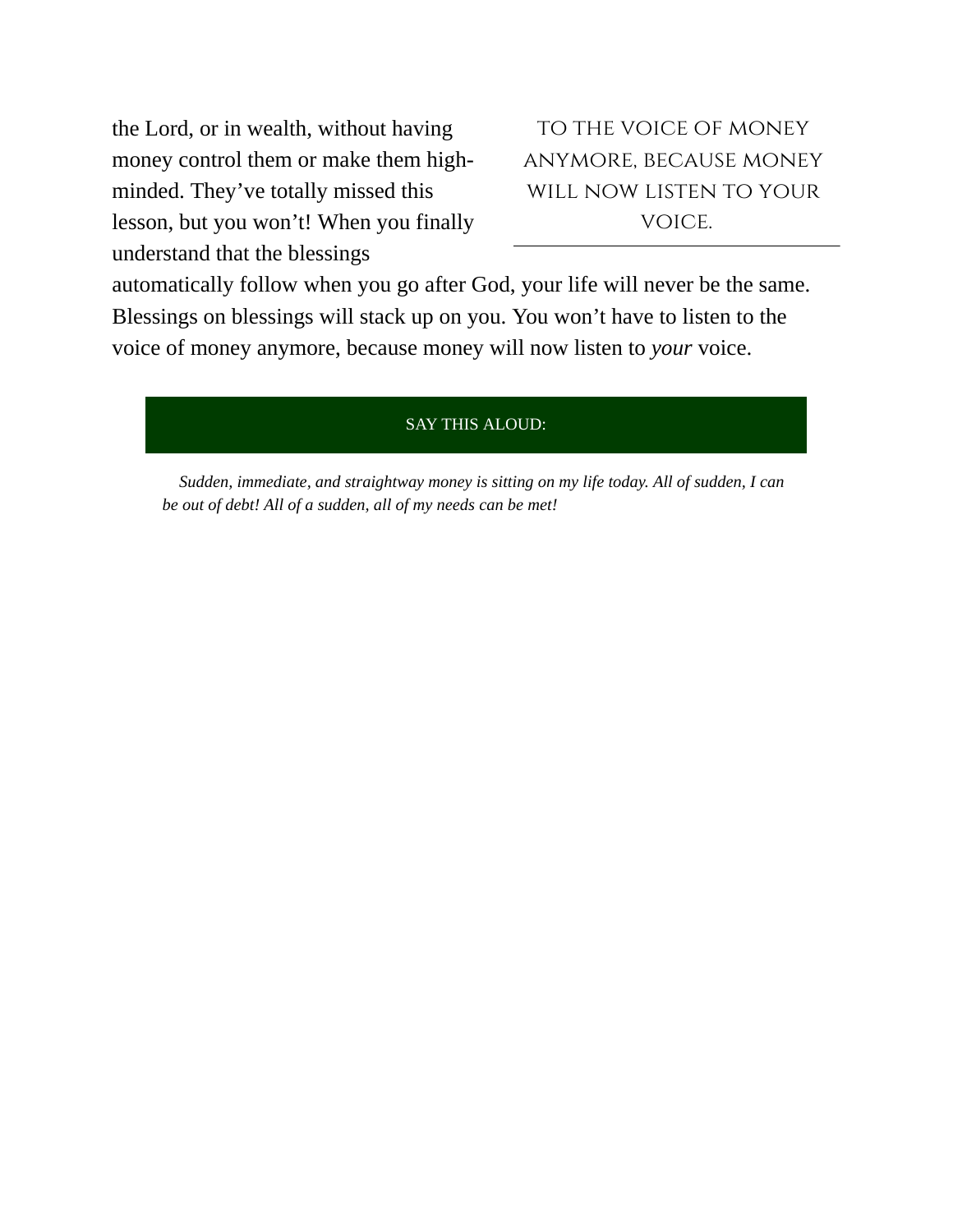the Lord, or in wealth, without having money control them or make them high-minded. They've totally missed this lesson, but you won't! When you finally understand that the blessings automatically follow when you go after God, your life will never be the same. Blessings on blessings will stack up on you. You won't have to listen to the voice of money anymore, because money will now listen to *your* voice.

> TO THE VOICE OF MONEY ANYMORE, BECAUSE MONEY WILL NOW LISTEN TO YOUR VOICE.

**SAY THIS ALOUD:**

*Sudden, immediate, and straightway money is sitting on my life today. All of sudden, I can be out of debt! All of a sudden, all of my needs can be met!*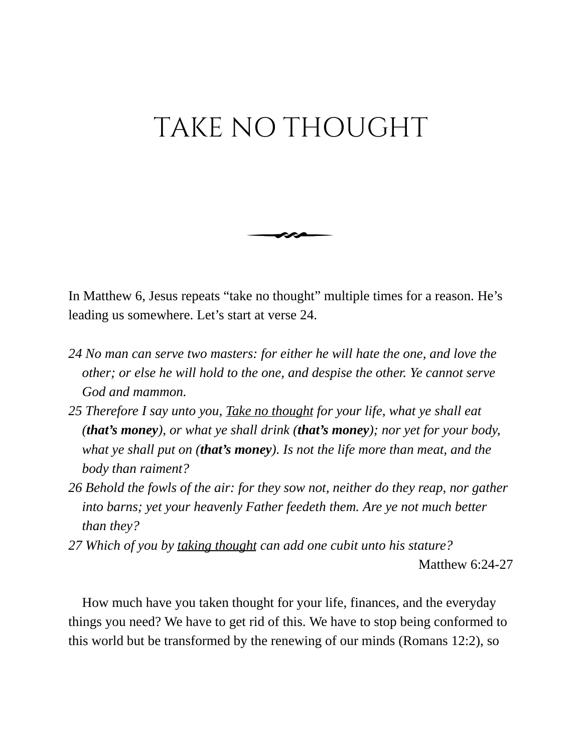# TAKE NO THOUGHT

In Matthew 6, Jesus repeats “take no thought” multiple times for a reason. He’s leading us somewhere. Let’s start at verse 24.

*24 No man can serve two masters: for either he will hate the one, and love the other; or else he will hold to the one, and despise the other. Ye cannot serve God and mammon.*
*25 Therefore I say unto you, <u>Take no thought</u> for your life, what ye shall eat (**that’s money**), or what ye shall drink (**that’s money**); nor yet for your body, what ye shall put on (**that’s money**). Is not the life more than meat, and the body than raiment?*
*26 Behold the fowls of the air: for they sow not, neither do they reap, nor gather into barns; yet your heavenly Father feedeth them. Are ye not much better than they?*
*27 Which of you by <u>taking thought</u> can add one cubit unto his stature?*

Matthew 6:24-27

How much have you taken thought for your life, finances, and the everyday things you need? We have to get rid of this. We have to stop being conformed to this world but be transformed by the renewing of our minds (Romans 12:2), so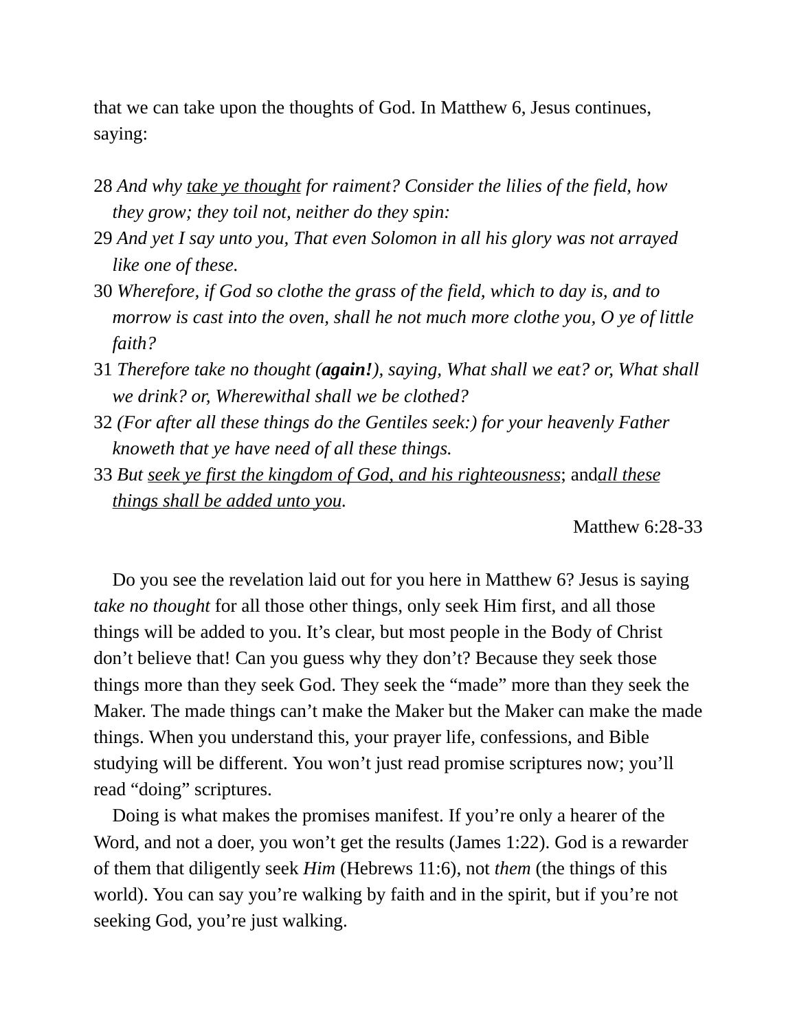that we can take upon the thoughts of God. In Matthew 6, Jesus continues, saying:

28 *And why <u>take ye thought</u> for raiment? Consider the lilies of the field, how they grow; they toil not, neither do they spin:*
29 *And yet I say unto you, That even Solomon in all his glory was not arrayed like one of these.*
30 *Wherefore, if God so clothe the grass of the field, which to day is, and to morrow is cast into the oven, shall he not much more clothe you, O ye of little faith?*
31 *Therefore take no thought (**again!**), saying, What shall we eat? or, What shall we drink? or, Wherewithal shall we be clothed?*
32 *(For after all these things do the Gentiles seek:) for your heavenly Father knoweth that ye have need of all these things.*
33 *But <u>seek ye first the kingdom of God, and his righteousness</u>*; and*<u>all these things shall be added unto you</u>.*

Matthew 6:28-33

Do you see the revelation laid out for you here in Matthew 6? Jesus is saying *take no thought* for all those other things, only seek Him first, and all those things will be added to you. It's clear, but most people in the Body of Christ don't believe that! Can you guess why they don't? Because they seek those things more than they seek God. They seek the "made" more than they seek the Maker. The made things can't make the Maker but the Maker can make the made things. When you understand this, your prayer life, confessions, and Bible studying will be different. You won't just read promise scriptures now; you'll read "doing" scriptures.

Doing is what makes the promises manifest. If you're only a hearer of the Word, and not a doer, you won't get the results (James 1:22). God is a rewarder of them that diligently seek *Him* (Hebrews 11:6), not *them* (the things of this world). You can say you're walking by faith and in the spirit, but if you're not seeking God, you're just walking.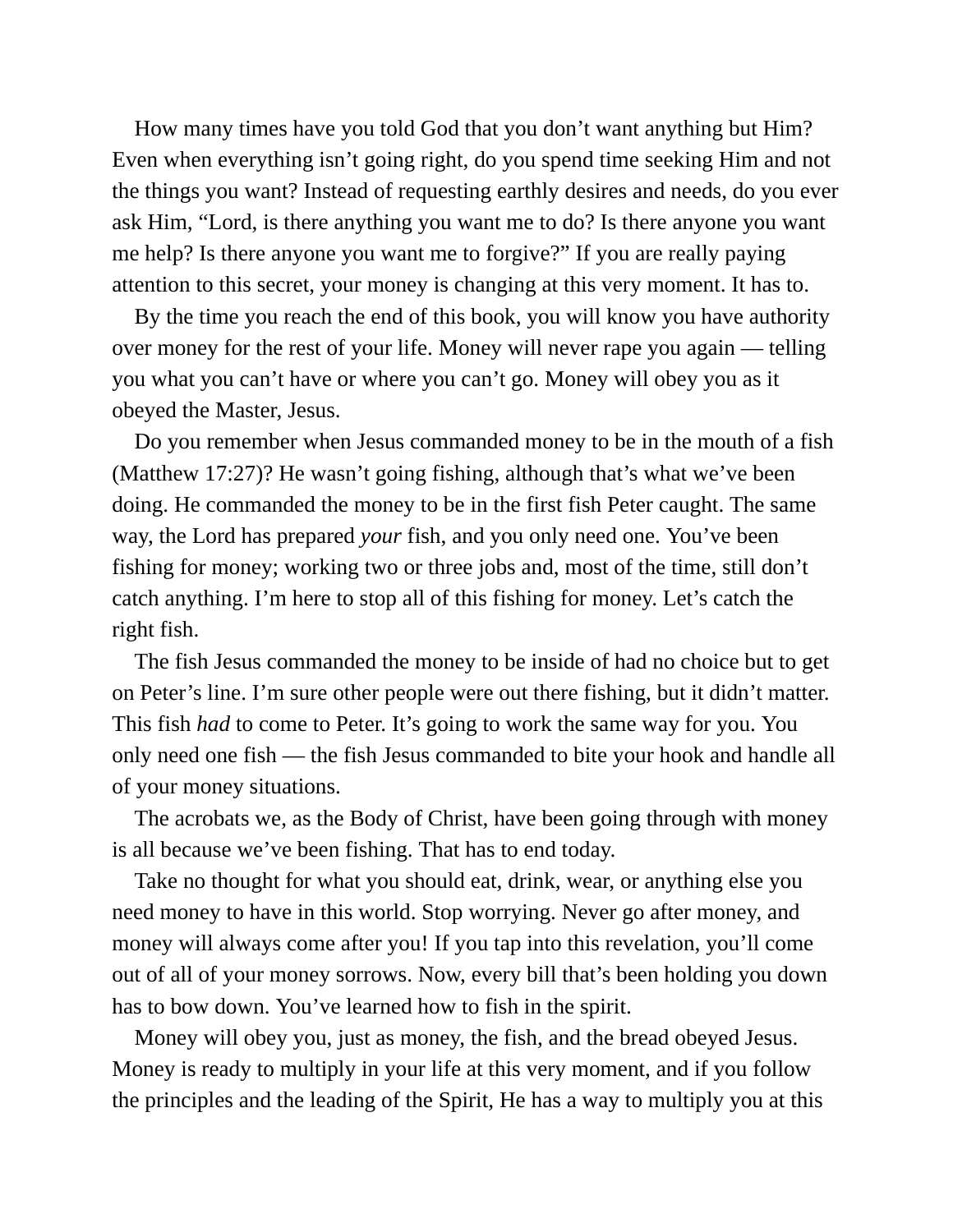How many times have you told God that you don't want anything but Him? Even when everything isn't going right, do you spend time seeking Him and not the things you want? Instead of requesting earthly desires and needs, do you ever ask Him, "Lord, is there anything you want me to do? Is there anyone you want me help? Is there anyone you want me to forgive?" If you are really paying attention to this secret, your money is changing at this very moment. It has to.

By the time you reach the end of this book, you will know you have authority over money for the rest of your life. Money will never rape you again — telling you what you can't have or where you can't go. Money will obey you as it obeyed the Master, Jesus.

Do you remember when Jesus commanded money to be in the mouth of a fish (Matthew 17:27)? He wasn't going fishing, although that's what we've been doing. He commanded the money to be in the first fish Peter caught. The same way, the Lord has prepared *your* fish, and you only need one. You've been fishing for money; working two or three jobs and, most of the time, still don't catch anything. I'm here to stop all of this fishing for money. Let's catch the right fish.

The fish Jesus commanded the money to be inside of had no choice but to get on Peter's line. I'm sure other people were out there fishing, but it didn't matter. This fish *had* to come to Peter. It's going to work the same way for you. You only need one fish — the fish Jesus commanded to bite your hook and handle all of your money situations.

The acrobats we, as the Body of Christ, have been going through with money is all because we've been fishing. That has to end today.

Take no thought for what you should eat, drink, wear, or anything else you need money to have in this world. Stop worrying. Never go after money, and money will always come after you! If you tap into this revelation, you'll come out of all of your money sorrows. Now, every bill that's been holding you down has to bow down. You've learned how to fish in the spirit.

Money will obey you, just as money, the fish, and the bread obeyed Jesus. Money is ready to multiply in your life at this very moment, and if you follow the principles and the leading of the Spirit, He has a way to multiply you at this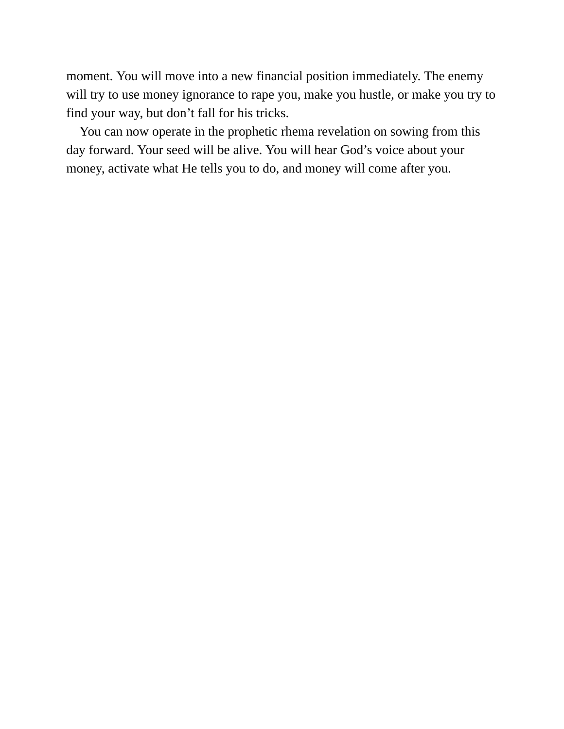moment. You will move into a new financial position immediately. The enemy will try to use money ignorance to rape you, make you hustle, or make you try to find your way, but don’t fall for his tricks.

You can now operate in the prophetic rhema revelation on sowing from this day forward. Your seed will be alive. You will hear God’s voice about your money, activate what He tells you to do, and money will come after you.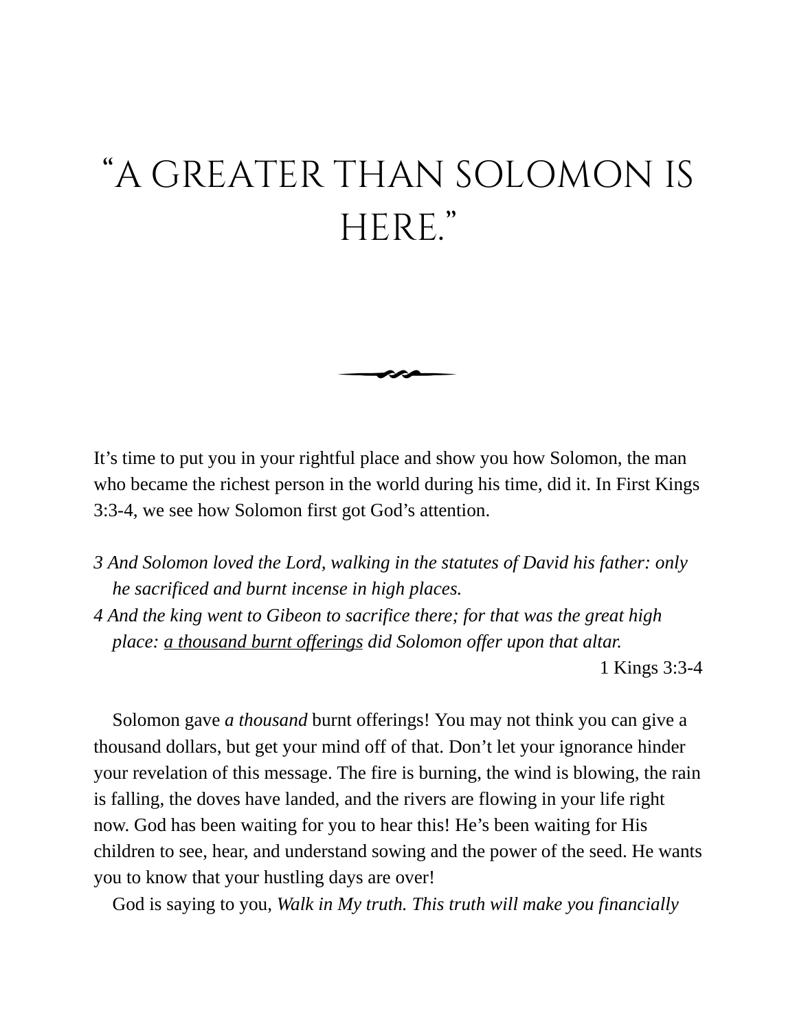# "A GREATER THAN SOLOMON IS HERE."

It's time to put you in your rightful place and show you how Solomon, the man who became the richest person in the world during his time, did it. In First Kings 3:3-4, we see how Solomon first got God's attention.

*3 And Solomon loved the Lord, walking in the statutes of David his father: only he sacrificed and burnt incense in high places.*
*4 And the king went to Gibeon to sacrifice there; for that was the great high place: <u>a thousand burnt offerings</u> did Solomon offer upon that altar.*

1 Kings 3:3-4

Solomon gave *a thousand* burnt offerings! You may not think you can give a thousand dollars, but get your mind off of that. Don't let your ignorance hinder your revelation of this message. The fire is burning, the wind is blowing, the rain is falling, the doves have landed, and the rivers are flowing in your life right now. God has been waiting for you to hear this! He's been waiting for His children to see, hear, and understand sowing and the power of the seed. He wants you to know that your hustling days are over!

God is saying to you, *Walk in My truth. This truth will make you financially*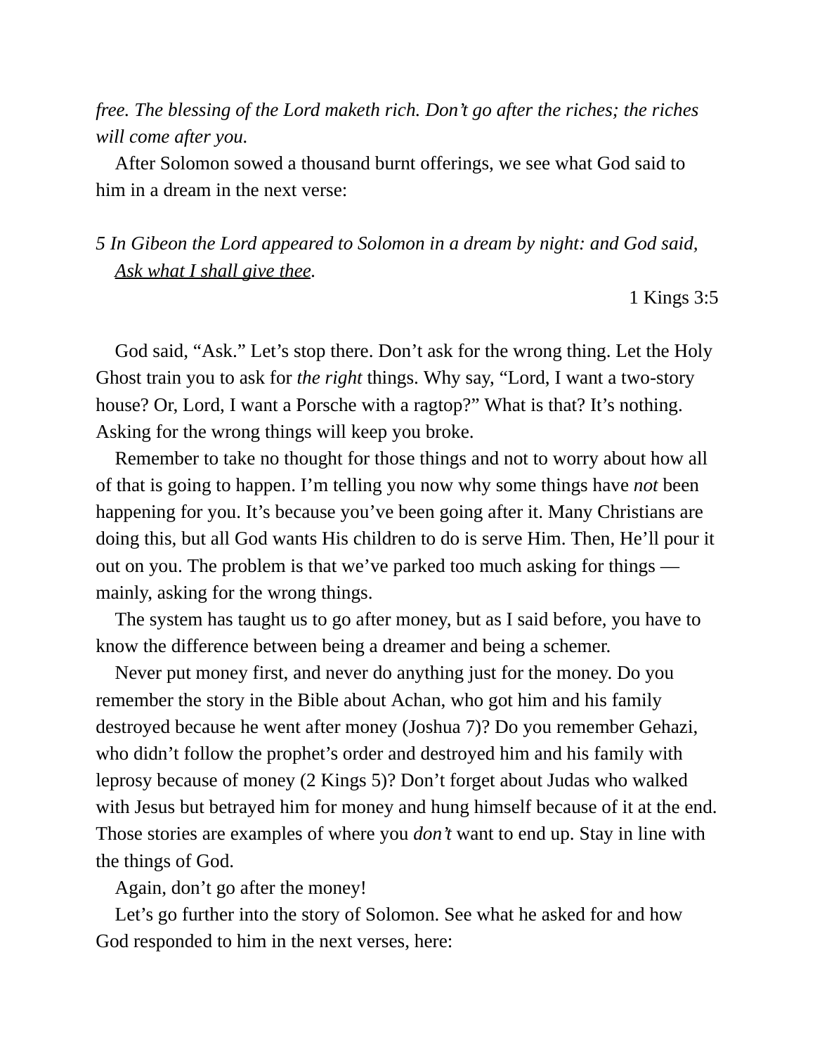*free. The blessing of the Lord maketh rich. Don't go after the riches; the riches will come after you.*

After Solomon sowed a thousand burnt offerings, we see what God said to him in a dream in the next verse:

> *5 In Gibeon the Lord appeared to Solomon in a dream by night: and God said, <u>Ask what I shall give thee</u>.*
>
> 1 Kings 3:5

God said, "Ask." Let's stop there. Don't ask for the wrong thing. Let the Holy Ghost train you to ask for *the right* things. Why say, "Lord, I want a two-story house? Or, Lord, I want a Porsche with a ragtop?" What is that? It's nothing. Asking for the wrong things will keep you broke.

Remember to take no thought for those things and not to worry about how all of that is going to happen. I'm telling you now why some things have *not* been happening for you. It's because you've been going after it. Many Christians are doing this, but all God wants His children to do is serve Him. Then, He'll pour it out on you. The problem is that we've parked too much asking for things — mainly, asking for the wrong things.

The system has taught us to go after money, but as I said before, you have to know the difference between being a dreamer and being a schemer.

Never put money first, and never do anything just for the money. Do you remember the story in the Bible about Achan, who got him and his family destroyed because he went after money (Joshua 7)? Do you remember Gehazi, who didn't follow the prophet's order and destroyed him and his family with leprosy because of money (2 Kings 5)? Don't forget about Judas who walked with Jesus but betrayed him for money and hung himself because of it at the end. Those stories are examples of where you *don't* want to end up. Stay in line with the things of God.

Again, don't go after the money!

Let's go further into the story of Solomon. See what he asked for and how God responded to him in the next verses, here: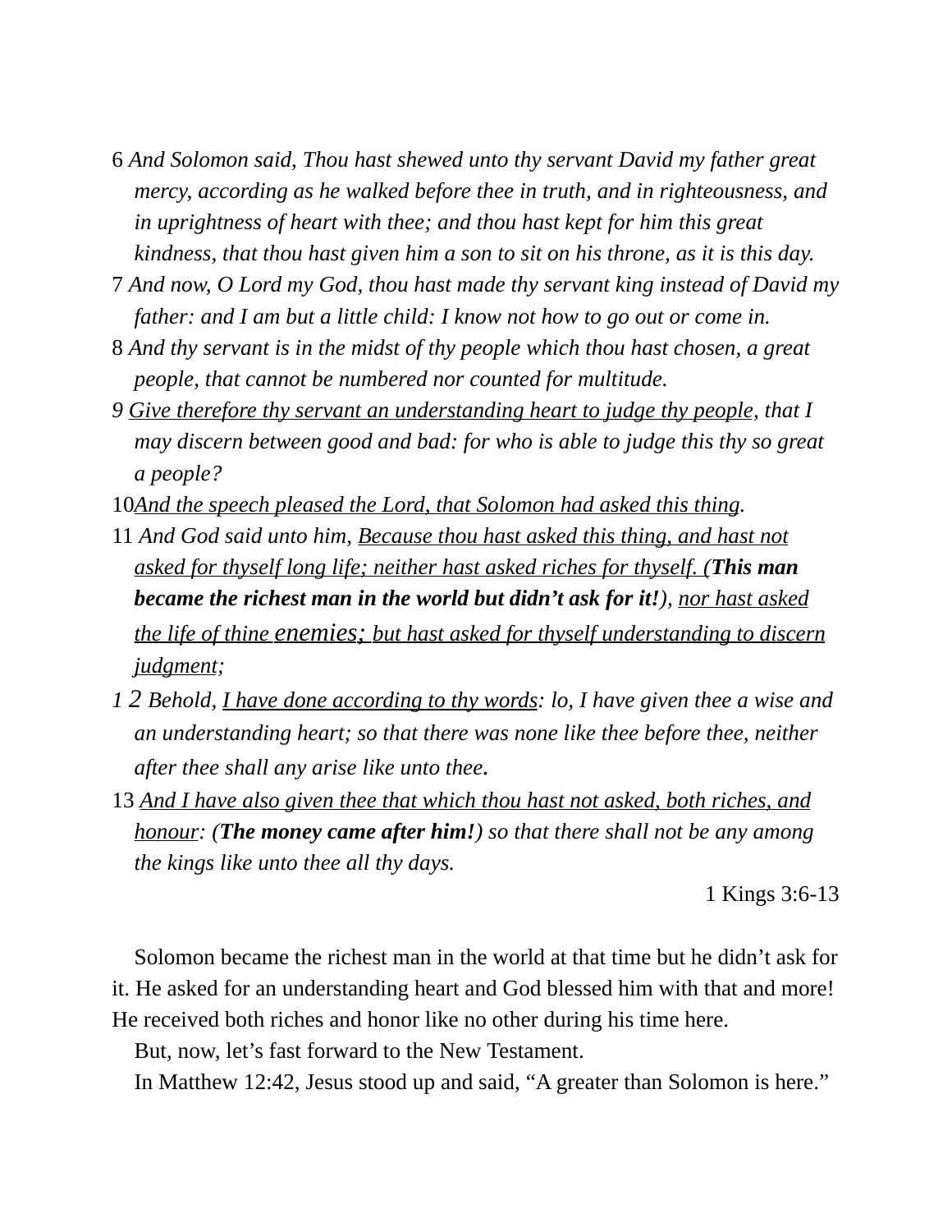6 *And Solomon said, Thou hast shewed unto thy servant David my father great mercy, according as he walked before thee in truth, and in righteousness, and in uprightness of heart with thee; and thou hast kept for him this great kindness, that thou hast given him a son to sit on his throne, as it is this day.*

7 *And now, O Lord my God, thou hast made thy servant king instead of David my father: and I am but a little child: I know not how to go out or come in.*

8 *And thy servant is in the midst of thy people which thou hast chosen, a great people, that cannot be numbered nor counted for multitude.*

*9 <u>Give therefore thy servant an understanding heart to judge thy people</u>, that I may discern between good and bad: for who is able to judge this thy so great a people?*

10*<u>And the speech pleased the Lord, that Solomon had asked this thing</u>.*

11 *And God said unto him, <u>Because thou hast asked this thing, and hast not asked for thyself long life; neither hast asked riches for thyself.</u> (**This man became the richest man in the world but didn't ask for it!**), <u>nor hast asked the life of thine enemies; but hast asked for thyself understanding to discern judgment</u>;*

*1 2 Behold, <u>I have done according to thy words</u>: lo, I have given thee a wise and an understanding heart; so that there was none like thee before thee, neither after thee shall any arise like unto thee.*

13 *<u>And I have also given thee that which thou hast not asked, both riches, and honour</u>: (**The money came after him!**) so that there shall not be any among the kings like unto thee all thy days.*

1 Kings 3:6-13

Solomon became the richest man in the world at that time but he didn't ask for it. He asked for an understanding heart and God blessed him with that and more! He received both riches and honor like no other during his time here.

But, now, let's fast forward to the New Testament.

In Matthew 12:42, Jesus stood up and said, "A greater than Solomon is here."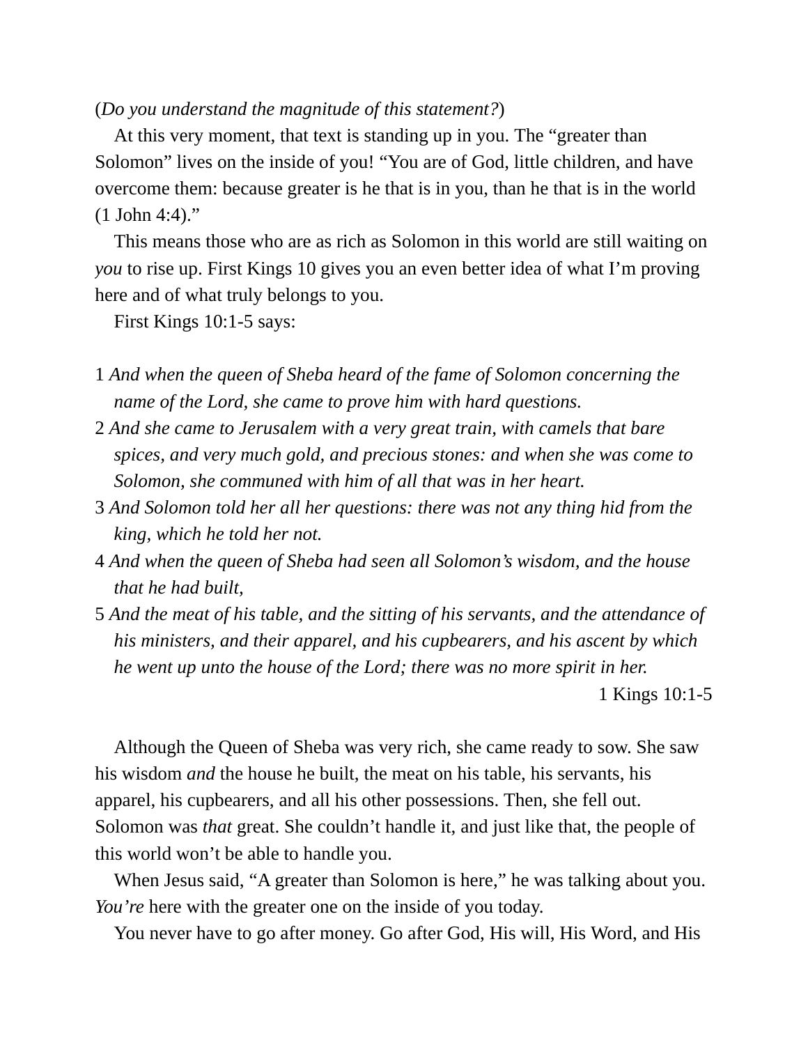(*Do you understand the magnitude of this statement?*)

At this very moment, that text is standing up in you. The “greater than Solomon” lives on the inside of you! “You are of God, little children, and have overcome them: because greater is he that is in you, than he that is in the world (1 John 4:4).”

This means those who are as rich as Solomon in this world are still waiting on *you* to rise up. First Kings 10 gives you an even better idea of what I’m proving here and of what truly belongs to you.

First Kings 10:1-5 says:

1 *And when the queen of Sheba heard of the fame of Solomon concerning the name of the Lord, she came to prove him with hard questions.*
2 *And she came to Jerusalem with a very great train, with camels that bare spices, and very much gold, and precious stones: and when she was come to Solomon, she communed with him of all that was in her heart.*
3 *And Solomon told her all her questions: there was not any thing hid from the king, which he told her not.*
4 *And when the queen of Sheba had seen all Solomon’s wisdom, and the house that he had built,*
5 *And the meat of his table, and the sitting of his servants, and the attendance of his ministers, and their apparel, and his cupbearers, and his ascent by which he went up unto the house of the Lord; there was no more spirit in her.*

1 Kings 10:1-5

Although the Queen of Sheba was very rich, she came ready to sow. She saw his wisdom *and* the house he built, the meat on his table, his servants, his apparel, his cupbearers, and all his other possessions. Then, she fell out. Solomon was *that* great. She couldn’t handle it, and just like that, the people of this world won’t be able to handle you.

When Jesus said, “A greater than Solomon is here,” he was talking about you. *You’re* here with the greater one on the inside of you today.

You never have to go after money. Go after God, His will, His Word, and His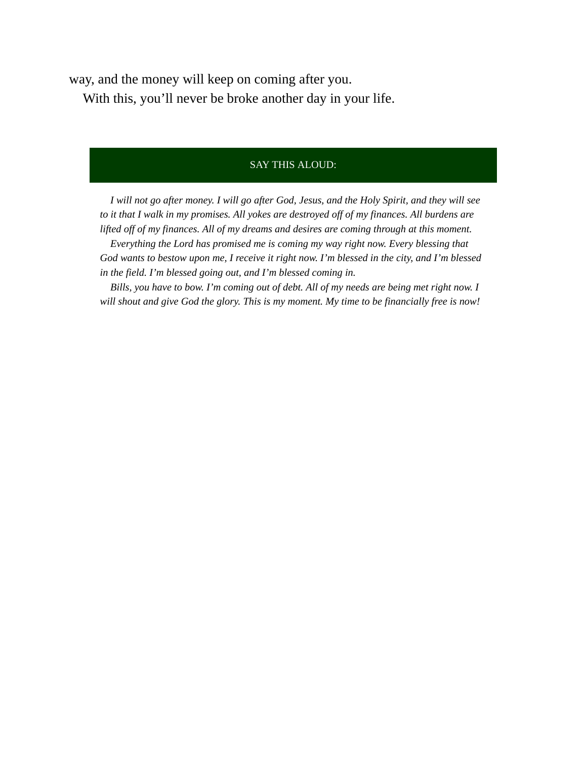way, and the money will keep on coming after you.

With this, you'll never be broke another day in your life.

**SAY THIS ALOUD:**

*I will not go after money. I will go after God, Jesus, and the Holy Spirit, and they will see to it that I walk in my promises. All yokes are destroyed off of my finances. All burdens are lifted off of my finances. All of my dreams and desires are coming through at this moment.*

*Everything the Lord has promised me is coming my way right now. Every blessing that God wants to bestow upon me, I receive it right now. I'm blessed in the city, and I'm blessed in the field. I'm blessed going out, and I'm blessed coming in.*

*Bills, you have to bow. I'm coming out of debt. All of my needs are being met right now. I will shout and give God the glory. This is my moment. My time to be financially free is now!*